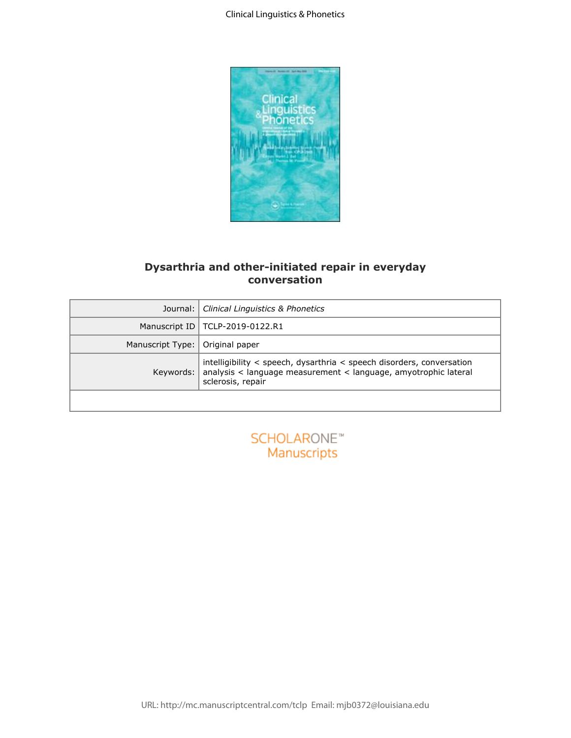# Dysarthria and other-initiated repair in everyday conversation

| Journal: | *Clinical Linguistics & Phonetics* |
|---|---|
| Manuscript ID | TCLP-2019-0122.R1 |
| Manuscript Type: | Original paper |
| Keywords: | intelligibility < speech, dysarthria < speech disorders, conversation analysis < language measurement < language, amyotrophic lateral sclerosis, repair |

SCHOLARONE™ Manuscripts

URL: http://mc.manuscriptcentral.com/tclp Email: mjb0372@louisiana.edu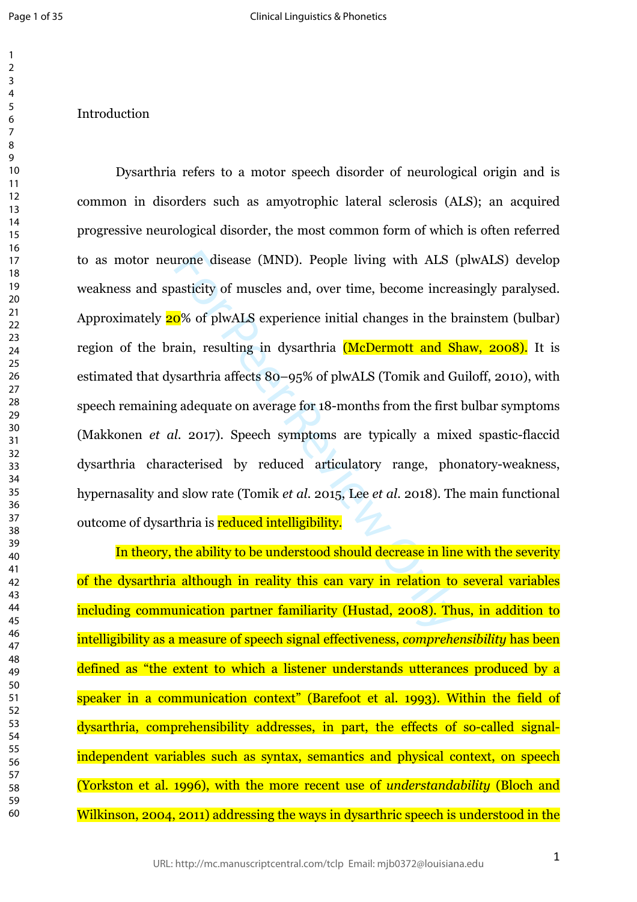# Introduction

Dysarthria refers to a motor speech disorder of neurological origin and is common in disorders such as amyotrophic lateral sclerosis (ALS); an acquired progressive neurological disorder, the most common form of which is often referred to as motor neurone disease (MND). People living with ALS (plwALS) develop weakness and spasticity of muscles and, over time, become increasingly paralysed. Approximately 20% of plwALS experience initial changes in the brainstem (bulbar) region of the brain, resulting in dysarthria (McDermott and Shaw, 2008). It is estimated that dysarthria affects 80–95% of plwALS (Tomik and Guiloff, 2010), with speech remaining adequate on average for 18-months from the first bulbar symptoms (Makkonen *et al.* 2017). Speech symptoms are typically a mixed spastic-flaccid dysarthria characterised by reduced articulatory range, phonatory-weakness, hypernasality and slow rate (Tomik *et al.* 2015, Lee *et al.* 2018). The main functional outcome of dysarthria is reduced intelligibility.

In theory, the ability to be understood should decrease in line with the severity of the dysarthria although in reality this can vary in relation to several variables including communication partner familiarity (Hustad, 2008). Thus, in addition to intelligibility as a measure of speech signal effectiveness, *comprehensibility* has been defined as "the extent to which a listener understands utterances produced by a speaker in a communication context" (Barefoot et al. 1993). Within the field of dysarthria, comprehensibility addresses, in part, the effects of so-called signal-independent variables such as syntax, semantics and physical context, on speech (Yorkston et al. 1996), with the more recent use of *understandability* (Bloch and Wilkinson, 2004, 2011) addressing the ways in dysarthric speech is understood in the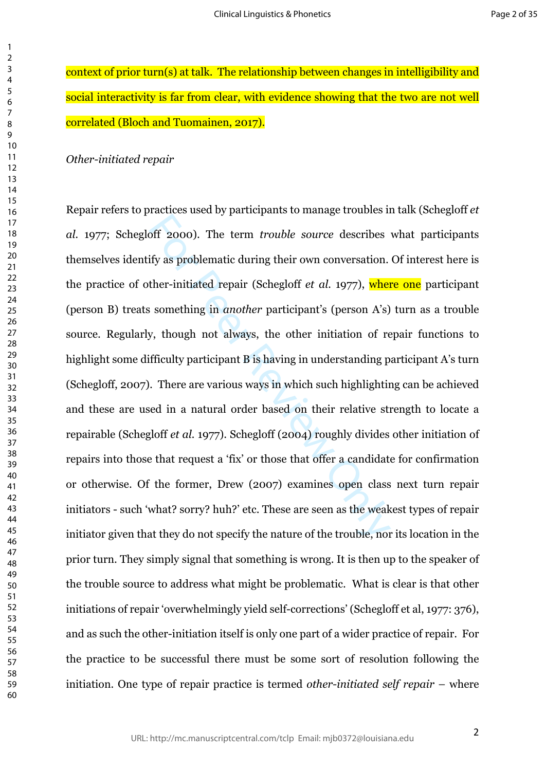context of prior turn(s) at talk. The relationship between changes in intelligibility and social interactivity is far from clear, with evidence showing that the two are not well correlated (Bloch and Tuomainen, 2017).

*Other-initiated repair*

Repair refers to practices used by participants to manage troubles in talk (Schegloff *et al.* 1977; Schegloff 2000). The term *trouble source* describes what participants themselves identify as problematic during their own conversation. Of interest here is the practice of other-initiated repair (Schegloff *et al.* 1977), where one participant (person B) treats something in *another* participant's (person A's) turn as a trouble source. Regularly, though not always, the other initiation of repair functions to highlight some difficulty participant B is having in understanding participant A's turn (Schegloff, 2007). There are various ways in which such highlighting can be achieved and these are used in a natural order based on their relative strength to locate a repairable (Schegloff *et al.* 1977). Schegloff (2004) roughly divides other initiation of repairs into those that request a 'fix' or those that offer a candidate for confirmation or otherwise. Of the former, Drew (2007) examines open class next turn repair initiators - such 'what? sorry? huh?' etc. These are seen as the weakest types of repair initiator given that they do not specify the nature of the trouble, nor its location in the prior turn. They simply signal that something is wrong. It is then up to the speaker of the trouble source to address what might be problematic. What is clear is that other initiations of repair 'overwhelmingly yield self-corrections' (Schegloff et al, 1977: 376), and as such the other-initiation itself is only one part of a wider practice of repair. For the practice to be successful there must be some sort of resolution following the initiation. One type of repair practice is termed *other-initiated self repair* – where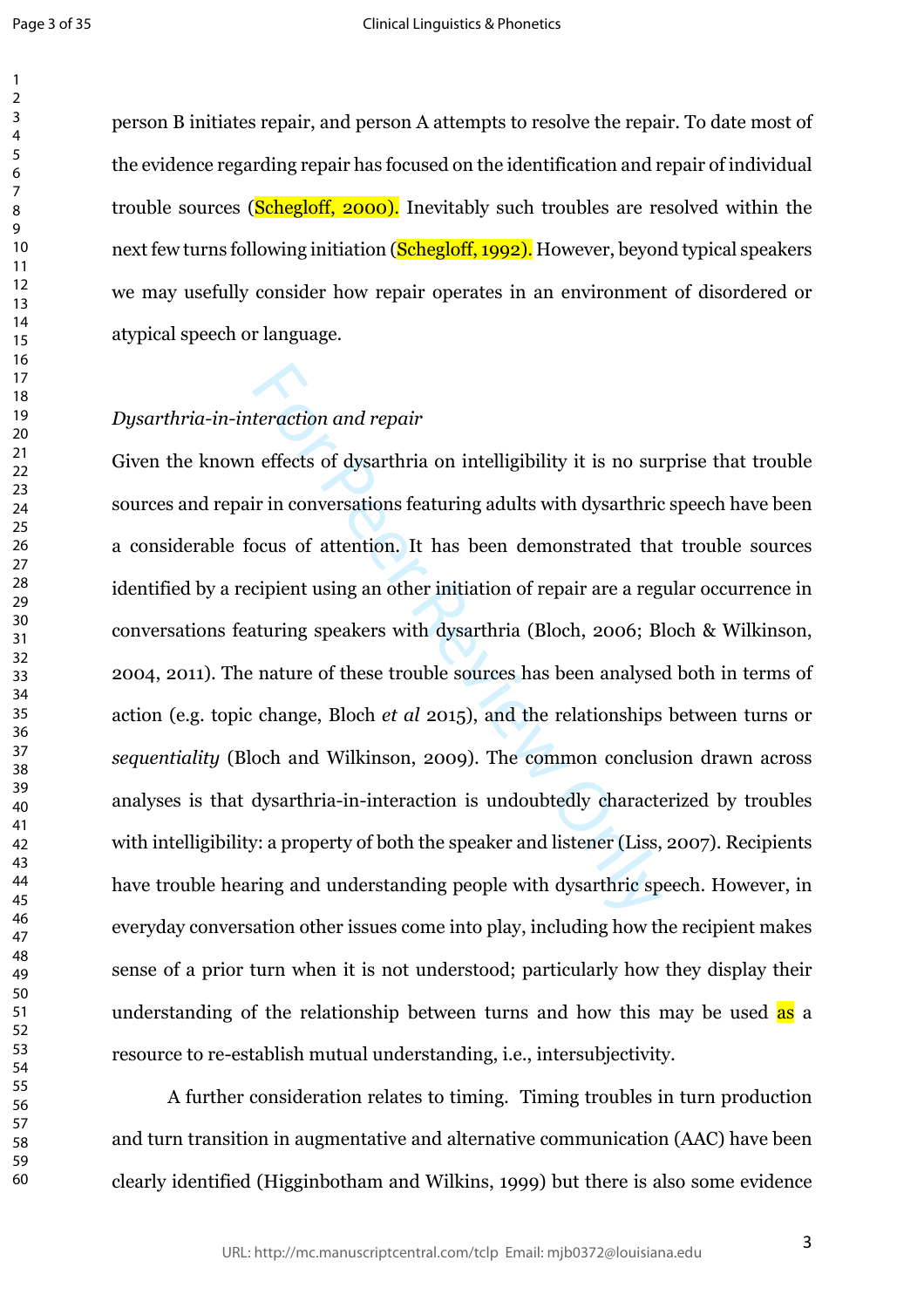person B initiates repair, and person A attempts to resolve the repair. To date most of the evidence regarding repair has focused on the identification and repair of individual trouble sources (Schegloff, 2000). Inevitably such troubles are resolved within the next few turns following initiation (Schegloff, 1992). However, beyond typical speakers we may usefully consider how repair operates in an environment of disordered or atypical speech or language.

*Dysarthria-in-interaction and repair*

Given the known effects of dysarthria on intelligibility it is no surprise that trouble sources and repair in conversations featuring adults with dysarthric speech have been a considerable focus of attention. It has been demonstrated that trouble sources identified by a recipient using an other initiation of repair are a regular occurrence in conversations featuring speakers with dysarthria (Bloch, 2006; Bloch & Wilkinson, 2004, 2011). The nature of these trouble sources has been analysed both in terms of action (e.g. topic change, Bloch *et al* 2015), and the relationships between turns or *sequentiality* (Bloch and Wilkinson, 2009). The common conclusion drawn across analyses is that dysarthria-in-interaction is undoubtedly characterized by troubles with intelligibility: a property of both the speaker and listener (Liss, 2007). Recipients have trouble hearing and understanding people with dysarthric speech. However, in everyday conversation other issues come into play, including how the recipient makes sense of a prior turn when it is not understood; particularly how they display their understanding of the relationship between turns and how this may be used as a resource to re-establish mutual understanding, i.e., intersubjectivity.

A further consideration relates to timing. Timing troubles in turn production and turn transition in augmentative and alternative communication (AAC) have been clearly identified (Higginbotham and Wilkins, 1999) but there is also some evidence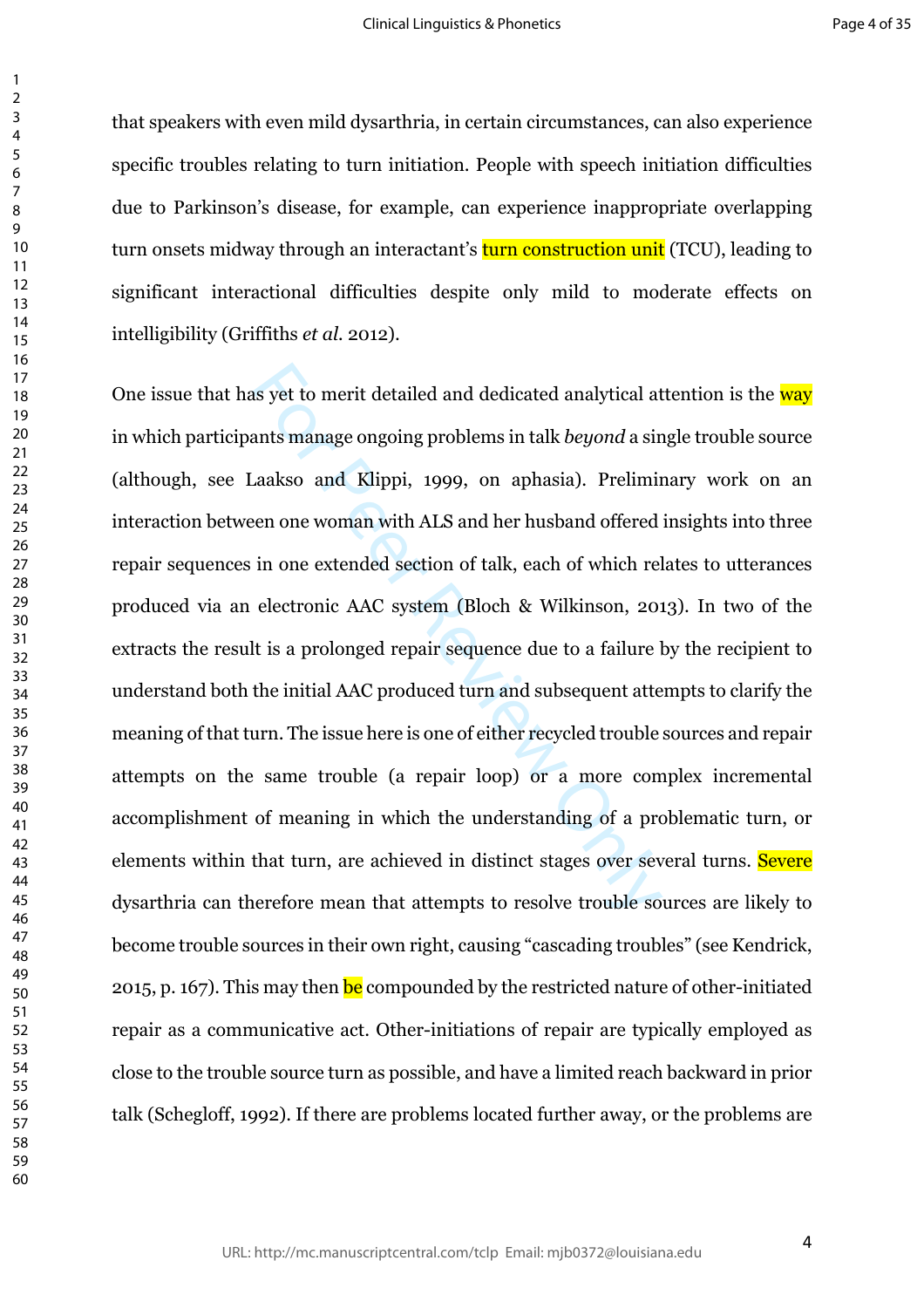that speakers with even mild dysarthria, in certain circumstances, can also experience specific troubles relating to turn initiation. People with speech initiation difficulties due to Parkinson's disease, for example, can experience inappropriate overlapping turn onsets midway through an interactant's turn construction unit (TCU), leading to significant interactional difficulties despite only mild to moderate effects on intelligibility (Griffiths *et al.* 2012).

One issue that has yet to merit detailed and dedicated analytical attention is the way in which participants manage ongoing problems in talk *beyond* a single trouble source (although, see Laakso and Klippi, 1999, on aphasia). Preliminary work on an interaction between one woman with ALS and her husband offered insights into three repair sequences in one extended section of talk, each of which relates to utterances produced via an electronic AAC system (Bloch & Wilkinson, 2013). In two of the extracts the result is a prolonged repair sequence due to a failure by the recipient to understand both the initial AAC produced turn and subsequent attempts to clarify the meaning of that turn. The issue here is one of either recycled trouble sources and repair attempts on the same trouble (a repair loop) or a more complex incremental accomplishment of meaning in which the understanding of a problematic turn, or elements within that turn, are achieved in distinct stages over several turns. Severe dysarthria can therefore mean that attempts to resolve trouble sources are likely to become trouble sources in their own right, causing "cascading troubles" (see Kendrick, 2015, p. 167). This may then be compounded by the restricted nature of other-initiated repair as a communicative act. Other-initiations of repair are typically employed as close to the trouble source turn as possible, and have a limited reach backward in prior talk (Schegloff, 1992). If there are problems located further away, or the problems are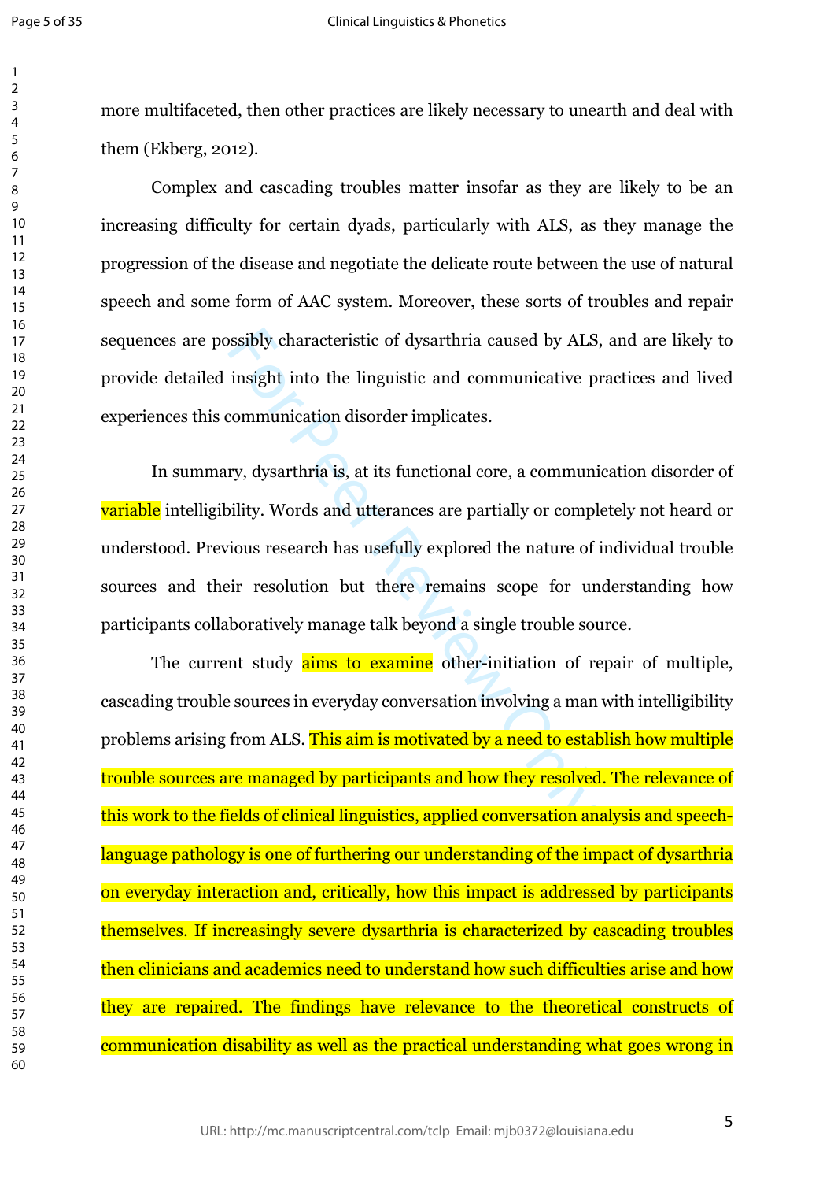more multifaceted, then other practices are likely necessary to unearth and deal with them (Ekberg, 2012).

Complex and cascading troubles matter insofar as they are likely to be an increasing difficulty for certain dyads, particularly with ALS, as they manage the progression of the disease and negotiate the delicate route between the use of natural speech and some form of AAC system. Moreover, these sorts of troubles and repair sequences are possibly characteristic of dysarthria caused by ALS, and are likely to provide detailed insight into the linguistic and communicative practices and lived experiences this communication disorder implicates.

In summary, dysarthria is, at its functional core, a communication disorder of variable intelligibility. Words and utterances are partially or completely not heard or understood. Previous research has usefully explored the nature of individual trouble sources and their resolution but there remains scope for understanding how participants collaboratively manage talk beyond a single trouble source.

The current study aims to examine other-initiation of repair of multiple, cascading trouble sources in everyday conversation involving a man with intelligibility problems arising from ALS. This aim is motivated by a need to establish how multiple trouble sources are managed by participants and how they resolved. The relevance of this work to the fields of clinical linguistics, applied conversation analysis and speech-language pathology is one of furthering our understanding of the impact of dysarthria on everyday interaction and, critically, how this impact is addressed by participants themselves. If increasingly severe dysarthria is characterized by cascading troubles then clinicians and academics need to understand how such difficulties arise and how they are repaired. The findings have relevance to the theoretical constructs of communication disability as well as the practical understanding what goes wrong in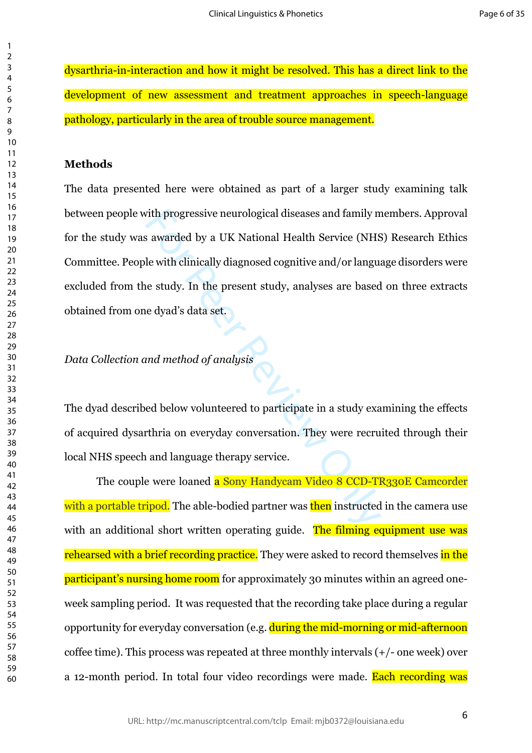dysarthria-in-interaction and how it might be resolved. This has a direct link to the development of new assessment and treatment approaches in speech-language pathology, particularly in the area of trouble source management.

## Methods

The data presented here were obtained as part of a larger study examining talk between people with progressive neurological diseases and family members. Approval for the study was awarded by a UK National Health Service (NHS) Research Ethics Committee. People with clinically diagnosed cognitive and/or language disorders were excluded from the study. In the present study, analyses are based on three extracts obtained from one dyad's data set.

### *Data Collection and method of analysis*

The dyad described below volunteered to participate in a study examining the effects of acquired dysarthria on everyday conversation. They were recruited through their local NHS speech and language therapy service.

The couple were loaned a Sony Handycam Video 8 CCD-TR330E Camcorder with a portable tripod. The able-bodied partner was then instructed in the camera use with an additional short written operating guide. The filming equipment use was rehearsed with a brief recording practice. They were asked to record themselves in the participant's nursing home room for approximately 30 minutes within an agreed one-week sampling period. It was requested that the recording take place during a regular opportunity for everyday conversation (e.g. during the mid-morning or mid-afternoon coffee time). This process was repeated at three monthly intervals (+/- one week) over a 12-month period. In total four video recordings were made. Each recording was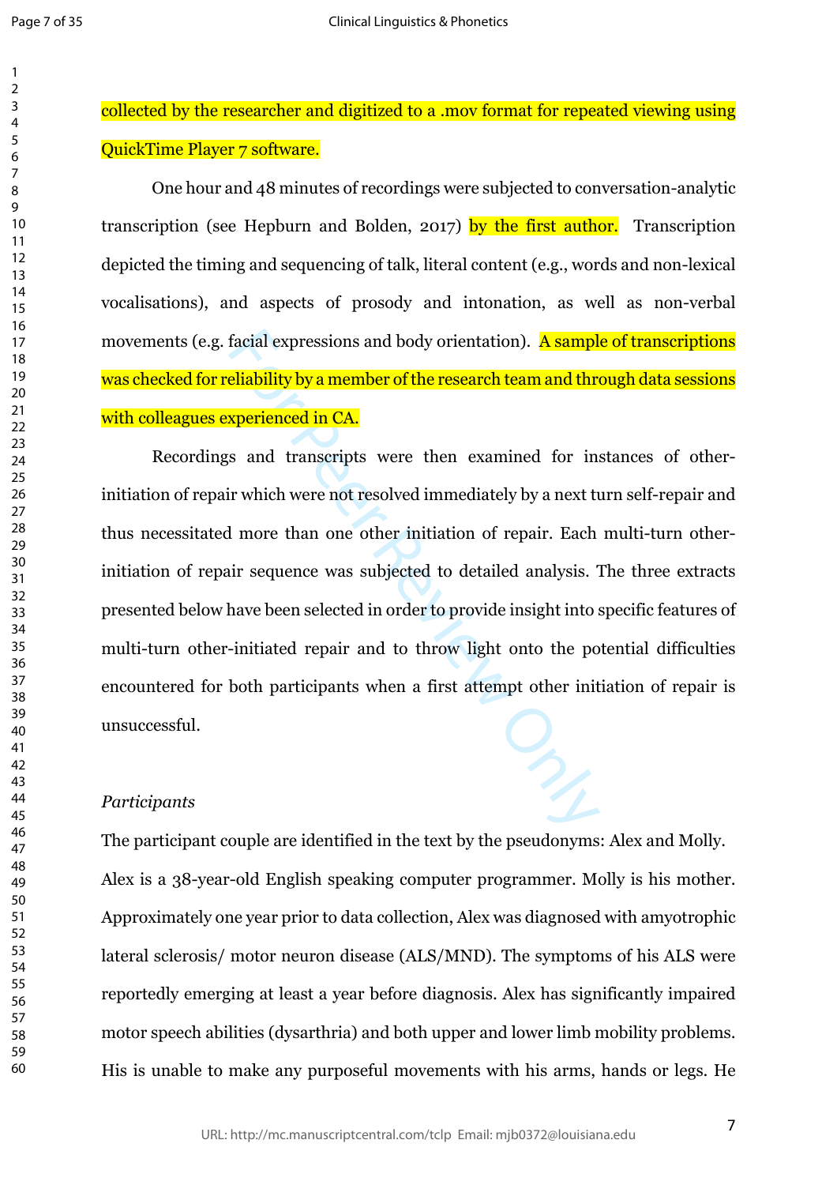collected by the researcher and digitized to a .mov format for repeated viewing using QuickTime Player 7 software.

One hour and 48 minutes of recordings were subjected to conversation-analytic transcription (see Hepburn and Bolden, 2017) by the first author. Transcription depicted the timing and sequencing of talk, literal content (e.g., words and non-lexical vocalisations), and aspects of prosody and intonation, as well as non-verbal movements (e.g. facial expressions and body orientation). A sample of transcriptions was checked for reliability by a member of the research team and through data sessions with colleagues experienced in CA.

Recordings and transcripts were then examined for instances of other-initiation of repair which were not resolved immediately by a next turn self-repair and thus necessitated more than one other initiation of repair. Each multi-turn other-initiation of repair sequence was subjected to detailed analysis. The three extracts presented below have been selected in order to provide insight into specific features of multi-turn other-initiated repair and to throw light onto the potential difficulties encountered for both participants when a first attempt other initiation of repair is unsuccessful.

*Participants*

The participant couple are identified in the text by the pseudonyms: Alex and Molly. Alex is a 38-year-old English speaking computer programmer. Molly is his mother. Approximately one year prior to data collection, Alex was diagnosed with amyotrophic lateral sclerosis/ motor neuron disease (ALS/MND). The symptoms of his ALS were reportedly emerging at least a year before diagnosis. Alex has significantly impaired motor speech abilities (dysarthria) and both upper and lower limb mobility problems. His is unable to make any purposeful movements with his arms, hands or legs. He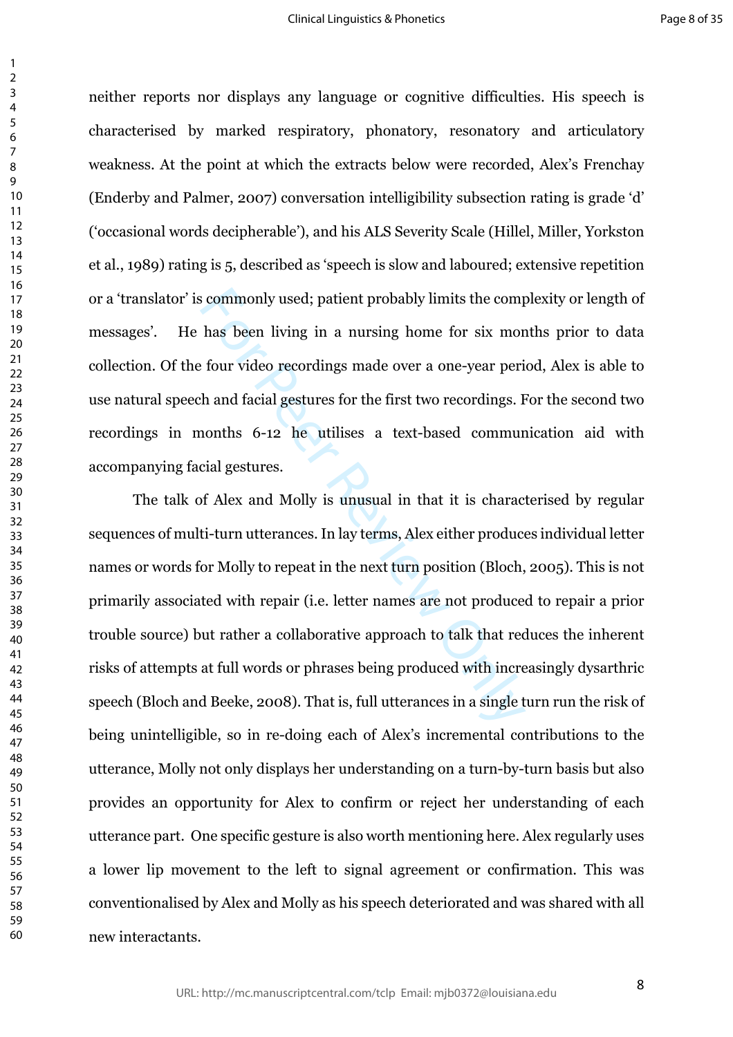neither reports nor displays any language or cognitive difficulties. His speech is characterised by marked respiratory, phonatory, resonatory and articulatory weakness. At the point at which the extracts below were recorded, Alex's Frenchay (Enderby and Palmer, 2007) conversation intelligibility subsection rating is grade 'd' ('occasional words decipherable'), and his ALS Severity Scale (Hillel, Miller, Yorkston et al., 1989) rating is 5, described as 'speech is slow and laboured; extensive repetition or a 'translator' is commonly used; patient probably limits the complexity or length of messages'. He has been living in a nursing home for six months prior to data collection. Of the four video recordings made over a one-year period, Alex is able to use natural speech and facial gestures for the first two recordings. For the second two recordings in months 6-12 he utilises a text-based communication aid with accompanying facial gestures.

The talk of Alex and Molly is unusual in that it is characterised by regular sequences of multi-turn utterances. In lay terms, Alex either produces individual letter names or words for Molly to repeat in the next turn position (Bloch, 2005). This is not primarily associated with repair (i.e. letter names are not produced to repair a prior trouble source) but rather a collaborative approach to talk that reduces the inherent risks of attempts at full words or phrases being produced with increasingly dysarthric speech (Bloch and Beeke, 2008). That is, full utterances in a single turn run the risk of being unintelligible, so in re-doing each of Alex's incremental contributions to the utterance, Molly not only displays her understanding on a turn-by-turn basis but also provides an opportunity for Alex to confirm or reject her understanding of each utterance part. One specific gesture is also worth mentioning here. Alex regularly uses a lower lip movement to the left to signal agreement or confirmation. This was conventionalised by Alex and Molly as his speech deteriorated and was shared with all new interactants.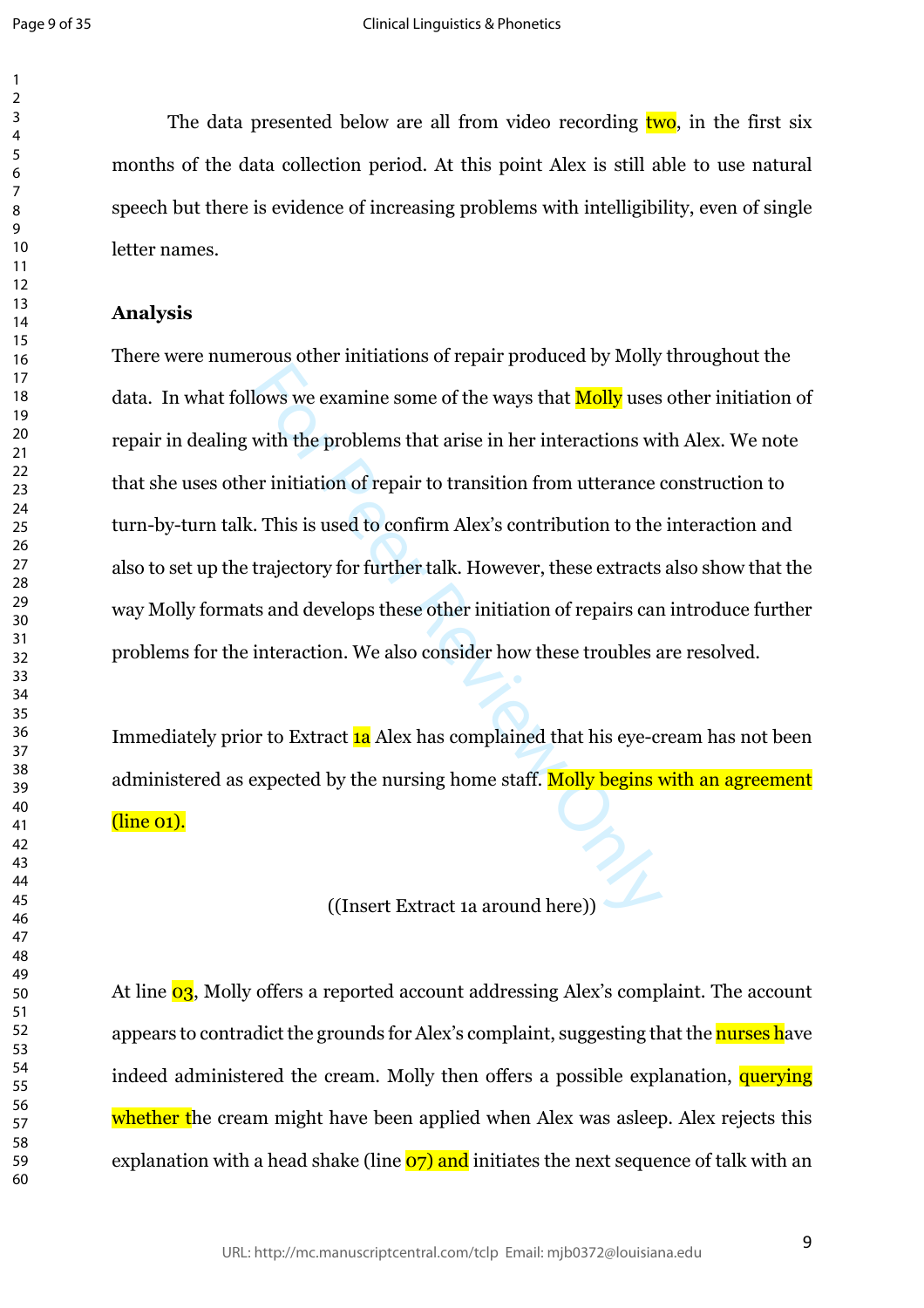The data presented below are all from video recording two, in the first six months of the data collection period. At this point Alex is still able to use natural speech but there is evidence of increasing problems with intelligibility, even of single letter names.

## Analysis

There were numerous other initiations of repair produced by Molly throughout the data. In what follows we examine some of the ways that Molly uses other initiation of repair in dealing with the problems that arise in her interactions with Alex. We note that she uses other initiation of repair to transition from utterance construction to turn-by-turn talk. This is used to confirm Alex's contribution to the interaction and also to set up the trajectory for further talk. However, these extracts also show that the way Molly formats and develops these other initiation of repairs can introduce further problems for the interaction. We also consider how these troubles are resolved.

Immediately prior to Extract 1a Alex has complained that his eye-cream has not been administered as expected by the nursing home staff. Molly begins with an agreement (line 01).

((Insert Extract 1a around here))

At line 03, Molly offers a reported account addressing Alex's complaint. The account appears to contradict the grounds for Alex's complaint, suggesting that the nurses have indeed administered the cream. Molly then offers a possible explanation, querying whether the cream might have been applied when Alex was asleep. Alex rejects this explanation with a head shake (line 07) and initiates the next sequence of talk with an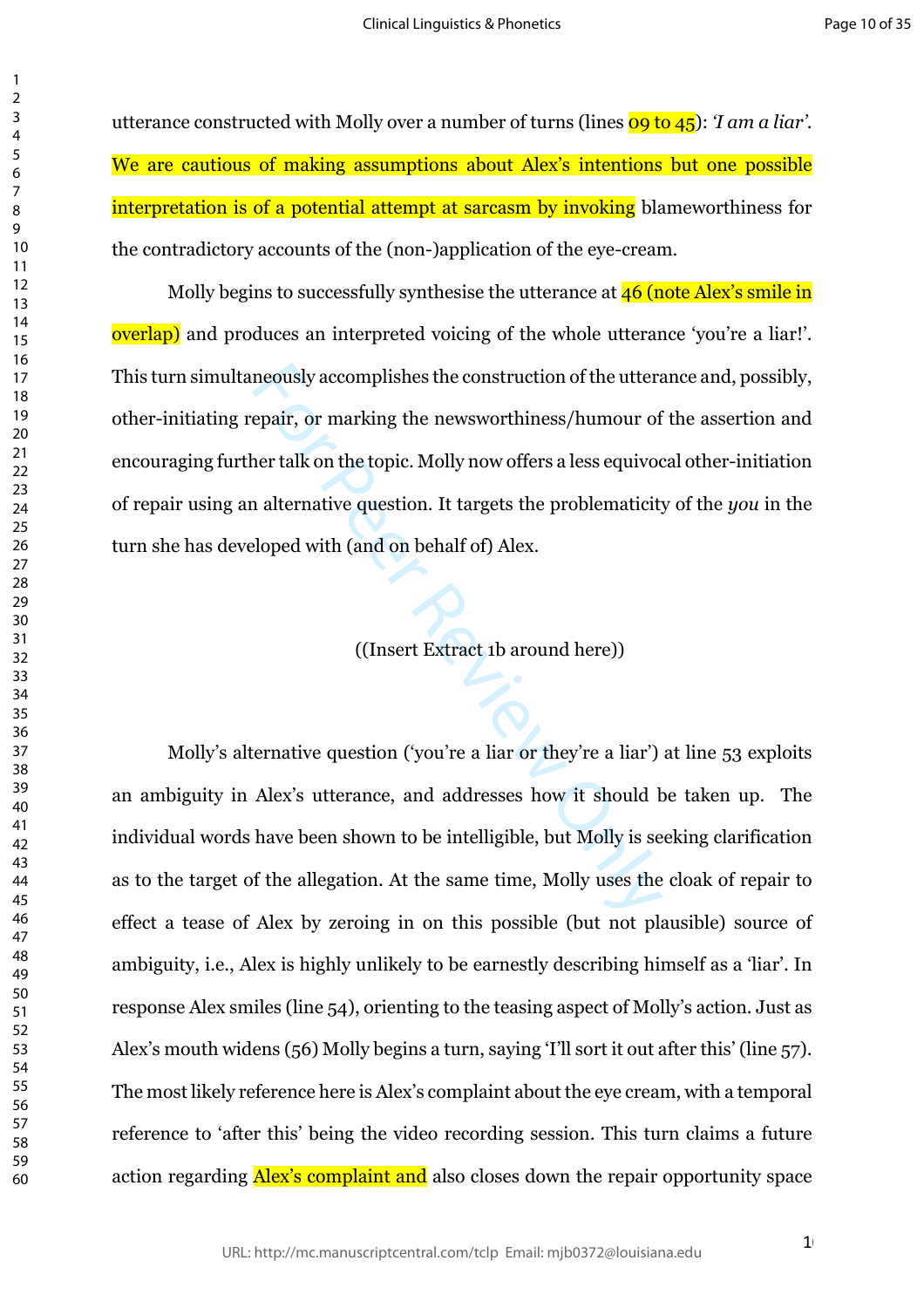utterance constructed with Molly over a number of turns (lines 09 to 45): *'I am a liar'*. We are cautious of making assumptions about Alex's intentions but one possible interpretation is of a potential attempt at sarcasm by invoking blameworthiness for the contradictory accounts of the (non-)application of the eye-cream.

Molly begins to successfully synthesise the utterance at 46 (note Alex's smile in overlap) and produces an interpreted voicing of the whole utterance 'you're a liar!'. This turn simultaneously accomplishes the construction of the utterance and, possibly, other-initiating repair, or marking the newsworthiness/humour of the assertion and encouraging further talk on the topic. Molly now offers a less equivocal other-initiation of repair using an alternative question. It targets the problematicity of the *you* in the turn she has developed with (and on behalf of) Alex.

((Insert Extract 1b around here))

Molly's alternative question ('you're a liar or they're a liar') at line 53 exploits an ambiguity in Alex's utterance, and addresses how it should be taken up. The individual words have been shown to be intelligible, but Molly is seeking clarification as to the target of the allegation. At the same time, Molly uses the cloak of repair to effect a tease of Alex by zeroing in on this possible (but not plausible) source of ambiguity, i.e., Alex is highly unlikely to be earnestly describing himself as a 'liar'. In response Alex smiles (line 54), orienting to the teasing aspect of Molly's action. Just as Alex's mouth widens (56) Molly begins a turn, saying 'I'll sort it out after this' (line 57). The most likely reference here is Alex's complaint about the eye cream, with a temporal reference to 'after this' being the video recording session. This turn claims a future action regarding Alex's complaint and also closes down the repair opportunity space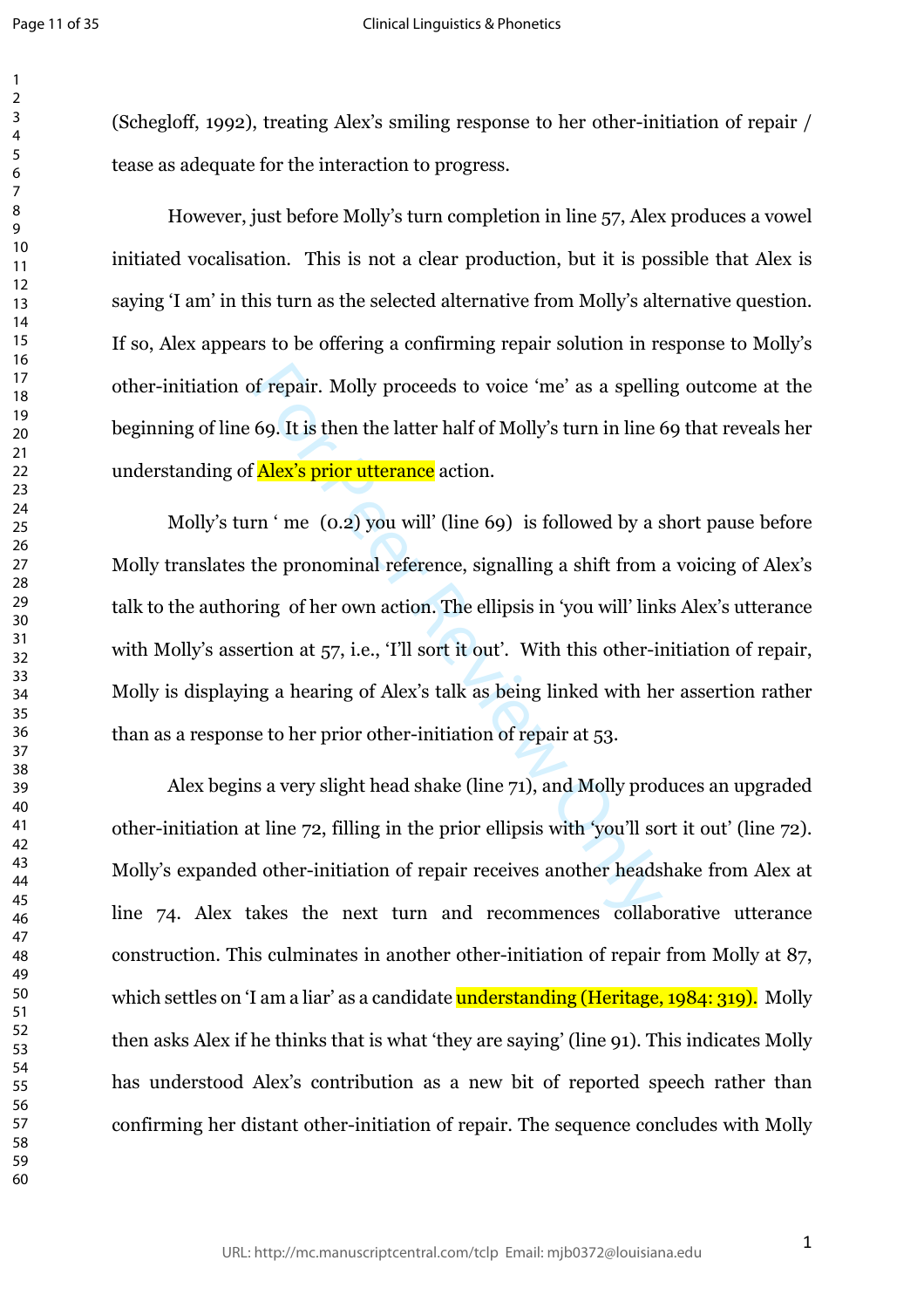(Schegloff, 1992), treating Alex's smiling response to her other-initiation of repair / tease as adequate for the interaction to progress.

However, just before Molly's turn completion in line 57, Alex produces a vowel initiated vocalisation. This is not a clear production, but it is possible that Alex is saying 'I am' in this turn as the selected alternative from Molly's alternative question. If so, Alex appears to be offering a confirming repair solution in response to Molly's other-initiation of repair. Molly proceeds to voice 'me' as a spelling outcome at the beginning of line 69. It is then the latter half of Molly's turn in line 69 that reveals her understanding of Alex's prior utterance action.

Molly's turn ' me (0.2) you will' (line 69) is followed by a short pause before Molly translates the pronominal reference, signalling a shift from a voicing of Alex's talk to the authoring of her own action. The ellipsis in 'you will' links Alex's utterance with Molly's assertion at 57, i.e., 'I'll sort it out'. With this other-initiation of repair, Molly is displaying a hearing of Alex's talk as being linked with her assertion rather than as a response to her prior other-initiation of repair at 53.

Alex begins a very slight head shake (line 71), and Molly produces an upgraded other-initiation at line 72, filling in the prior ellipsis with 'you'll sort it out' (line 72). Molly's expanded other-initiation of repair receives another headshake from Alex at line 74. Alex takes the next turn and recommences collaborative utterance construction. This culminates in another other-initiation of repair from Molly at 87, which settles on 'I am a liar' as a candidate understanding (Heritage, 1984: 319). Molly then asks Alex if he thinks that is what 'they are saying' (line 91). This indicates Molly has understood Alex's contribution as a new bit of reported speech rather than confirming her distant other-initiation of repair. The sequence concludes with Molly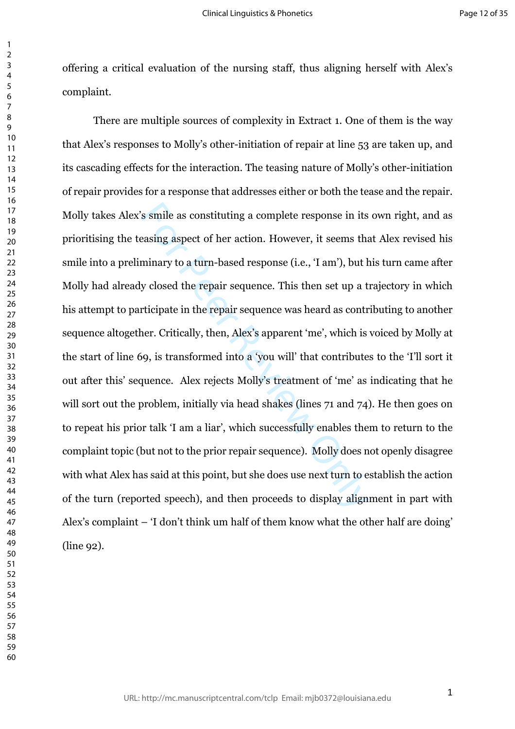offering a critical evaluation of the nursing staff, thus aligning herself with Alex's complaint.

There are multiple sources of complexity in Extract 1. One of them is the way that Alex's responses to Molly's other-initiation of repair at line 53 are taken up, and its cascading effects for the interaction. The teasing nature of Molly's other-initiation of repair provides for a response that addresses either or both the tease and the repair. Molly takes Alex's smile as constituting a complete response in its own right, and as prioritising the teasing aspect of her action. However, it seems that Alex revised his smile into a preliminary to a turn-based response (i.e., 'I am'), but his turn came after Molly had already closed the repair sequence. This then set up a trajectory in which his attempt to participate in the repair sequence was heard as contributing to another sequence altogether. Critically, then, Alex's apparent 'me', which is voiced by Molly at the start of line 69, is transformed into a 'you will' that contributes to the 'I'll sort it out after this' sequence. Alex rejects Molly's treatment of 'me' as indicating that he will sort out the problem, initially via head shakes (lines 71 and 74). He then goes on to repeat his prior talk 'I am a liar', which successfully enables them to return to the complaint topic (but not to the prior repair sequence). Molly does not openly disagree with what Alex has said at this point, but she does use next turn to establish the action of the turn (reported speech), and then proceeds to display alignment in part with Alex's complaint – 'I don't think um half of them know what the other half are doing' (line 92).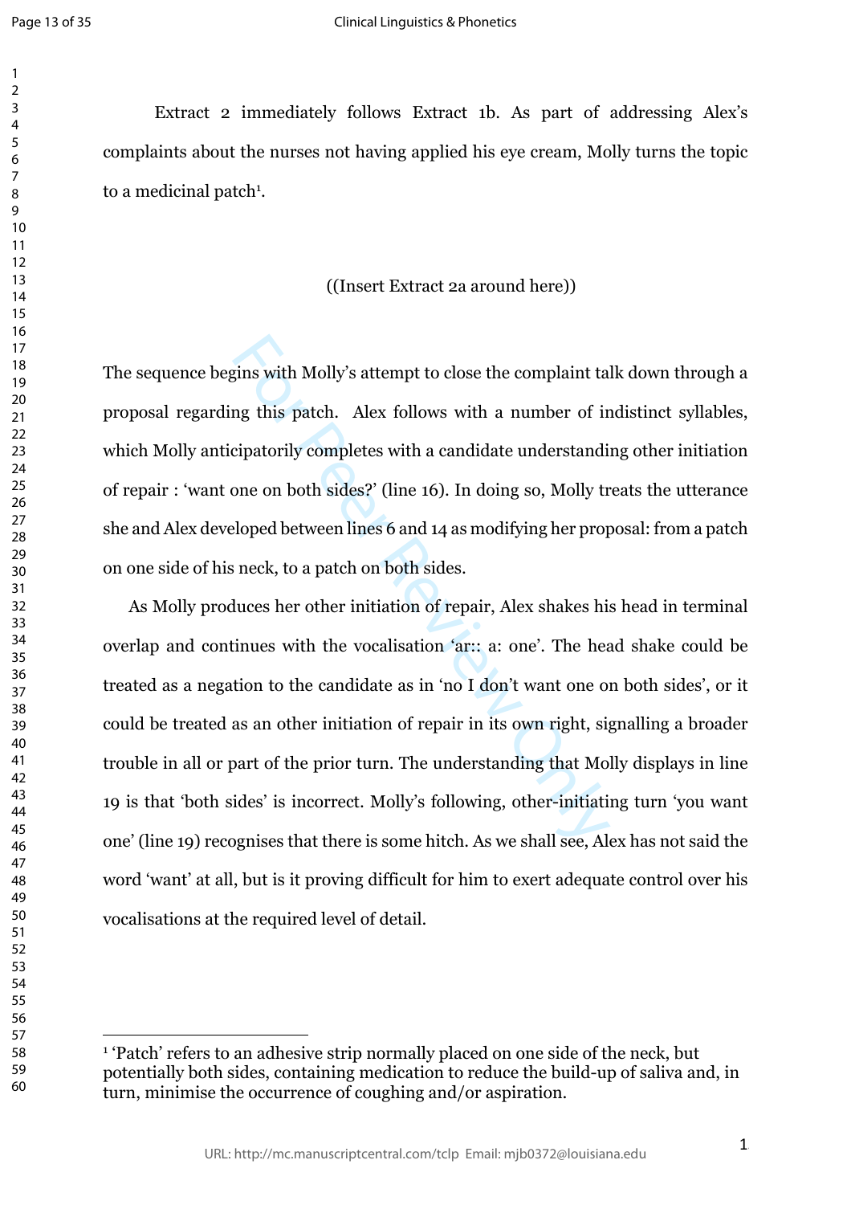Extract 2 immediately follows Extract 1b. As part of addressing Alex's complaints about the nurses not having applied his eye cream, Molly turns the topic to a medicinal patch[1].

((Insert Extract 2a around here))

The sequence begins with Molly's attempt to close the complaint talk down through a proposal regarding this patch. Alex follows with a number of indistinct syllables, which Molly anticipatorily completes with a candidate understanding other initiation of repair : 'want one on both sides?' (line 16). In doing so, Molly treats the utterance she and Alex developed between lines 6 and 14 as modifying her proposal: from a patch on one side of his neck, to a patch on both sides.

As Molly produces her other initiation of repair, Alex shakes his head in terminal overlap and continues with the vocalisation 'ar:: a: one'. The head shake could be treated as a negation to the candidate as in 'no I don't want one on both sides', or it could be treated as an other initiation of repair in its own right, signalling a broader trouble in all or part of the prior turn. The understanding that Molly displays in line 19 is that 'both sides' is incorrect. Molly's following, other-initiating turn 'you want one' (line 19) recognises that there is some hitch. As we shall see, Alex has not said the word 'want' at all, but is it proving difficult for him to exert adequate control over his vocalisations at the required level of detail.

[1] 'Patch' refers to an adhesive strip normally placed on one side of the neck, but potentially both sides, containing medication to reduce the build-up of saliva and, in turn, minimise the occurrence of coughing and/or aspiration.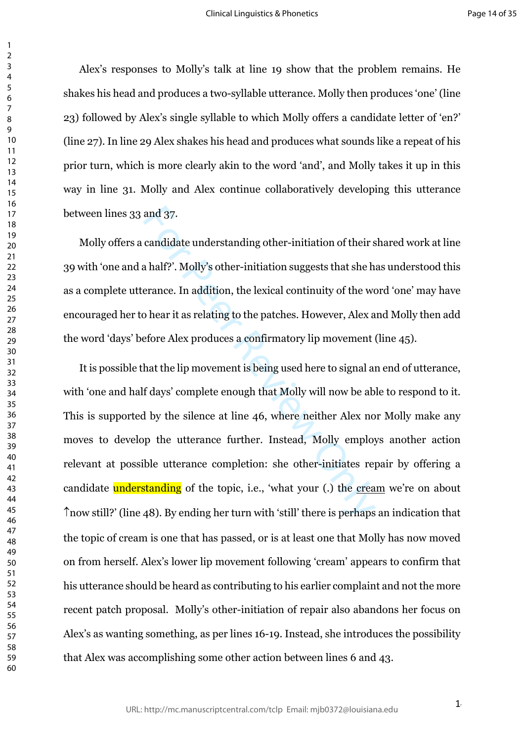Alex’s responses to Molly’s talk at line 19 show that the problem remains. He shakes his head and produces a two-syllable utterance. Molly then produces ‘one’ (line 23) followed by Alex’s single syllable to which Molly offers a candidate letter of ‘en?’ (line 27). In line 29 Alex shakes his head and produces what sounds like a repeat of his prior turn, which is more clearly akin to the word ‘and’, and Molly takes it up in this way in line 31. Molly and Alex continue collaboratively developing this utterance between lines 33 and 37.

Molly offers a candidate understanding other-initiation of their shared work at line 39 with ‘one and a half?’. Molly’s other-initiation suggests that she has understood this as a complete utterance. In addition, the lexical continuity of the word ‘one’ may have encouraged her to hear it as relating to the patches. However, Alex and Molly then add the word ‘days’ before Alex produces a confirmatory lip movement (line 45).

It is possible that the lip movement is being used here to signal an end of utterance, with ‘one and half days’ complete enough that Molly will now be able to respond to it. This is supported by the silence at line 46, where neither Alex nor Molly make any moves to develop the utterance further. Instead, Molly employs another action relevant at possible utterance completion: she other-initiates repair by offering a candidate understanding of the topic, i.e., ‘what your (.) the cream we’re on about ↑now still?’ (line 48). By ending her turn with ‘still’ there is perhaps an indication that the topic of cream is one that has passed, or is at least one that Molly has now moved on from herself. Alex’s lower lip movement following ‘cream’ appears to confirm that his utterance should be heard as contributing to his earlier complaint and not the more recent patch proposal. Molly’s other-initiation of repair also abandons her focus on Alex’s as wanting something, as per lines 16-19. Instead, she introduces the possibility that Alex was accomplishing some other action between lines 6 and 43.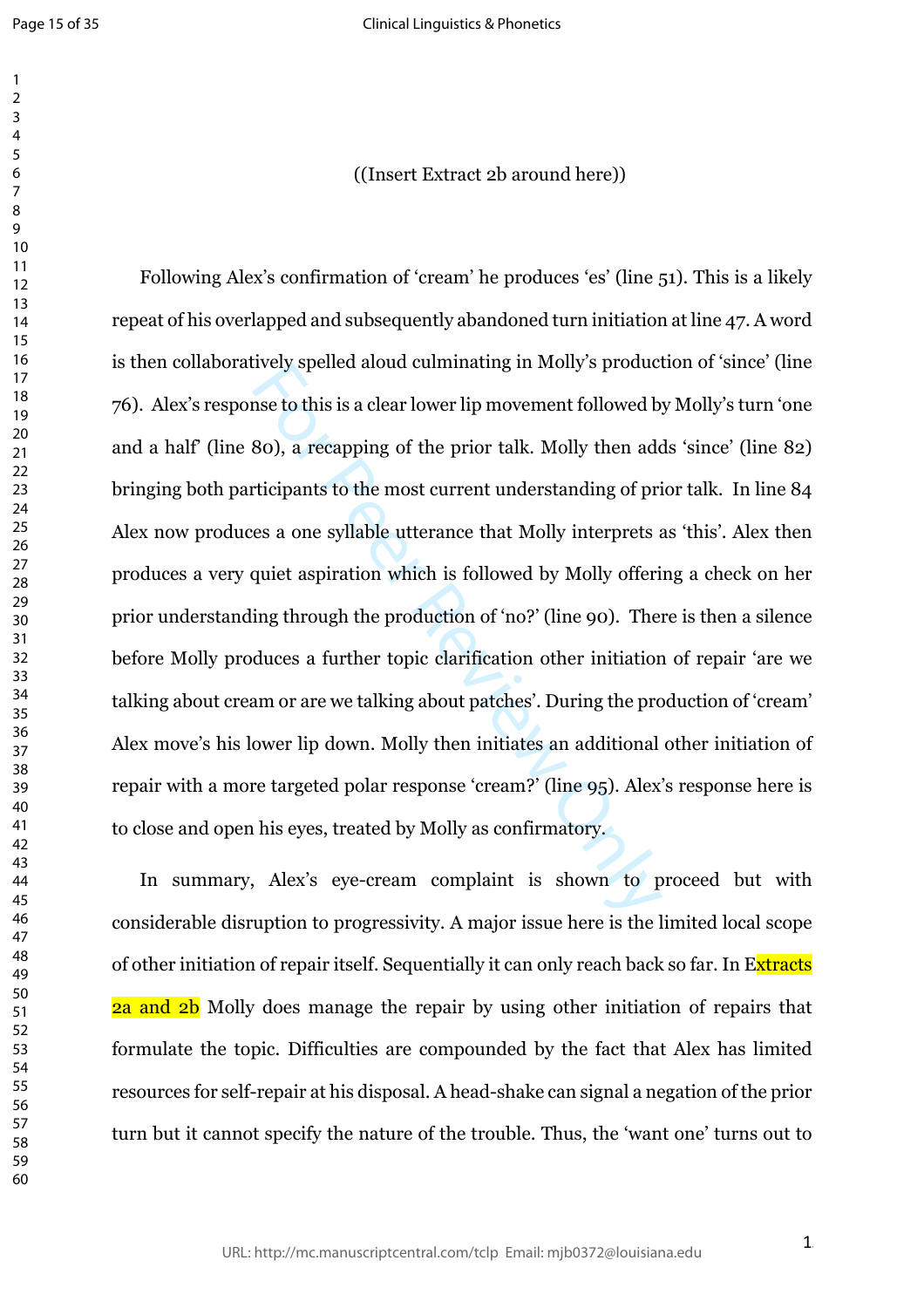((Insert Extract 2b around here))

Following Alex's confirmation of 'cream' he produces 'es' (line 51). This is a likely repeat of his overlapped and subsequently abandoned turn initiation at line 47. A word is then collaboratively spelled aloud culminating in Molly's production of 'since' (line 76). Alex's response to this is a clear lower lip movement followed by Molly's turn 'one and a half' (line 80), a recapping of the prior talk. Molly then adds 'since' (line 82) bringing both participants to the most current understanding of prior talk. In line 84 Alex now produces a one syllable utterance that Molly interprets as 'this'. Alex then produces a very quiet aspiration which is followed by Molly offering a check on her prior understanding through the production of 'no?' (line 90). There is then a silence before Molly produces a further topic clarification other initiation of repair 'are we talking about cream or are we talking about patches'. During the production of 'cream' Alex move's his lower lip down. Molly then initiates an additional other initiation of repair with a more targeted polar response 'cream?' (line 95). Alex's response here is to close and open his eyes, treated by Molly as confirmatory.

In summary, Alex's eye-cream complaint is shown to proceed but with considerable disruption to progressivity. A major issue here is the limited local scope of other initiation of repair itself. Sequentially it can only reach back so far. In Extracts 2a and 2b Molly does manage the repair by using other initiation of repairs that formulate the topic. Difficulties are compounded by the fact that Alex has limited resources for self-repair at his disposal. A head-shake can signal a negation of the prior turn but it cannot specify the nature of the trouble. Thus, the 'want one' turns out to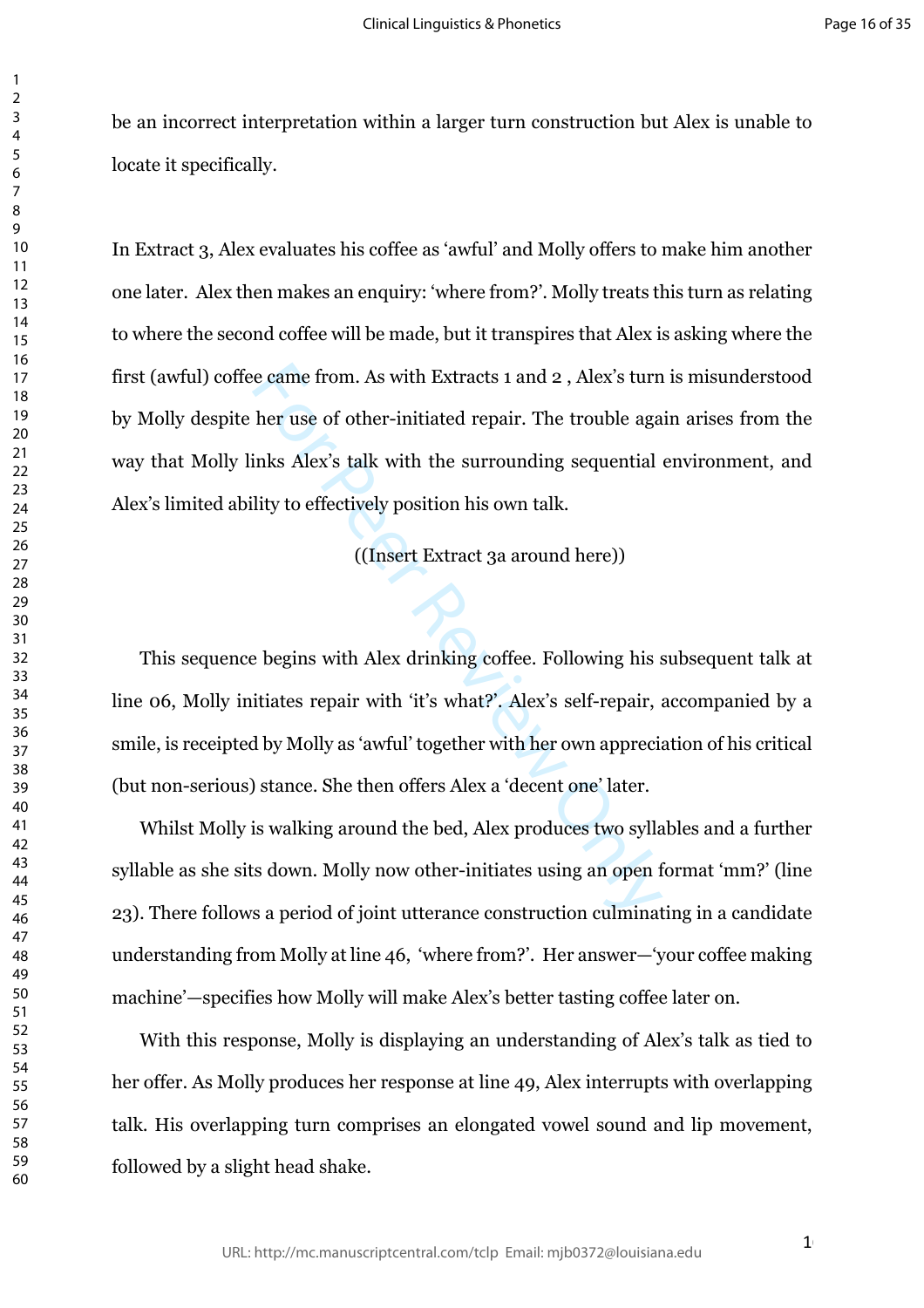be an incorrect interpretation within a larger turn construction but Alex is unable to locate it specifically.

In Extract 3, Alex evaluates his coffee as 'awful' and Molly offers to make him another one later. Alex then makes an enquiry: 'where from?'. Molly treats this turn as relating to where the second coffee will be made, but it transpires that Alex is asking where the first (awful) coffee came from. As with Extracts 1 and 2 , Alex's turn is misunderstood by Molly despite her use of other-initiated repair. The trouble again arises from the way that Molly links Alex's talk with the surrounding sequential environment, and Alex's limited ability to effectively position his own talk.

((Insert Extract 3a around here))

This sequence begins with Alex drinking coffee. Following his subsequent talk at line 06, Molly initiates repair with 'it's what?'. Alex's self-repair, accompanied by a smile, is receipted by Molly as 'awful' together with her own appreciation of his critical (but non-serious) stance. She then offers Alex a 'decent one' later.

Whilst Molly is walking around the bed, Alex produces two syllables and a further syllable as she sits down. Molly now other-initiates using an open format 'mm?' (line 23). There follows a period of joint utterance construction culminating in a candidate understanding from Molly at line 46, 'where from?'. Her answer—'your coffee making machine'—specifies how Molly will make Alex's better tasting coffee later on.

With this response, Molly is displaying an understanding of Alex's talk as tied to her offer. As Molly produces her response at line 49, Alex interrupts with overlapping talk. His overlapping turn comprises an elongated vowel sound and lip movement, followed by a slight head shake.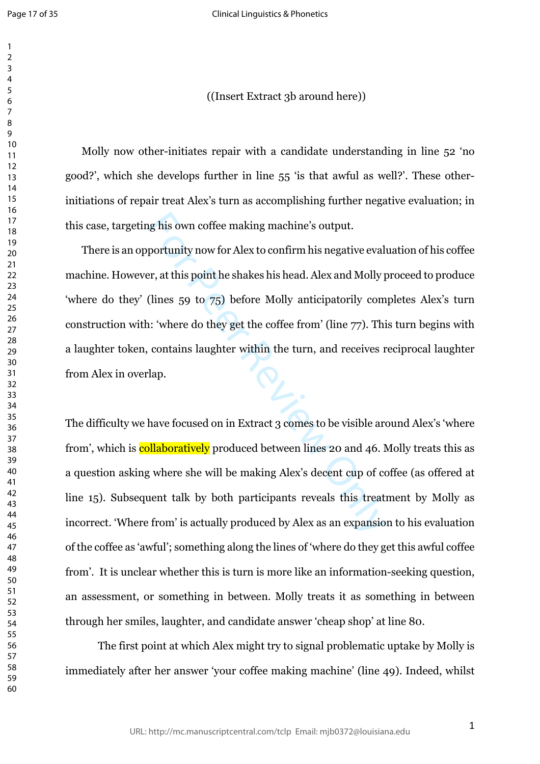((Insert Extract 3b around here))

Molly now other-initiates repair with a candidate understanding in line 52 'no good?', which she develops further in line 55 'is that awful as well?'. These other-initiations of repair treat Alex's turn as accomplishing further negative evaluation; in this case, targeting his own coffee making machine's output.

There is an opportunity now for Alex to confirm his negative evaluation of his coffee machine. However, at this point he shakes his head. Alex and Molly proceed to produce 'where do they' (lines 59 to 75) before Molly anticipatorily completes Alex's turn construction with: 'where do they get the coffee from' (line 77). This turn begins with a laughter token, contains laughter within the turn, and receives reciprocal laughter from Alex in overlap.

The difficulty we have focused on in Extract 3 comes to be visible around Alex's 'where from', which is collaboratively produced between lines 20 and 46. Molly treats this as a question asking where she will be making Alex's decent cup of coffee (as offered at line 15). Subsequent talk by both participants reveals this treatment by Molly as incorrect. 'Where from' is actually produced by Alex as an expansion to his evaluation of the coffee as 'awful'; something along the lines of 'where do they get this awful coffee from'. It is unclear whether this is turn is more like an information-seeking question, an assessment, or something in between. Molly treats it as something in between through her smiles, laughter, and candidate answer 'cheap shop' at line 80.

The first point at which Alex might try to signal problematic uptake by Molly is immediately after her answer 'your coffee making machine' (line 49). Indeed, whilst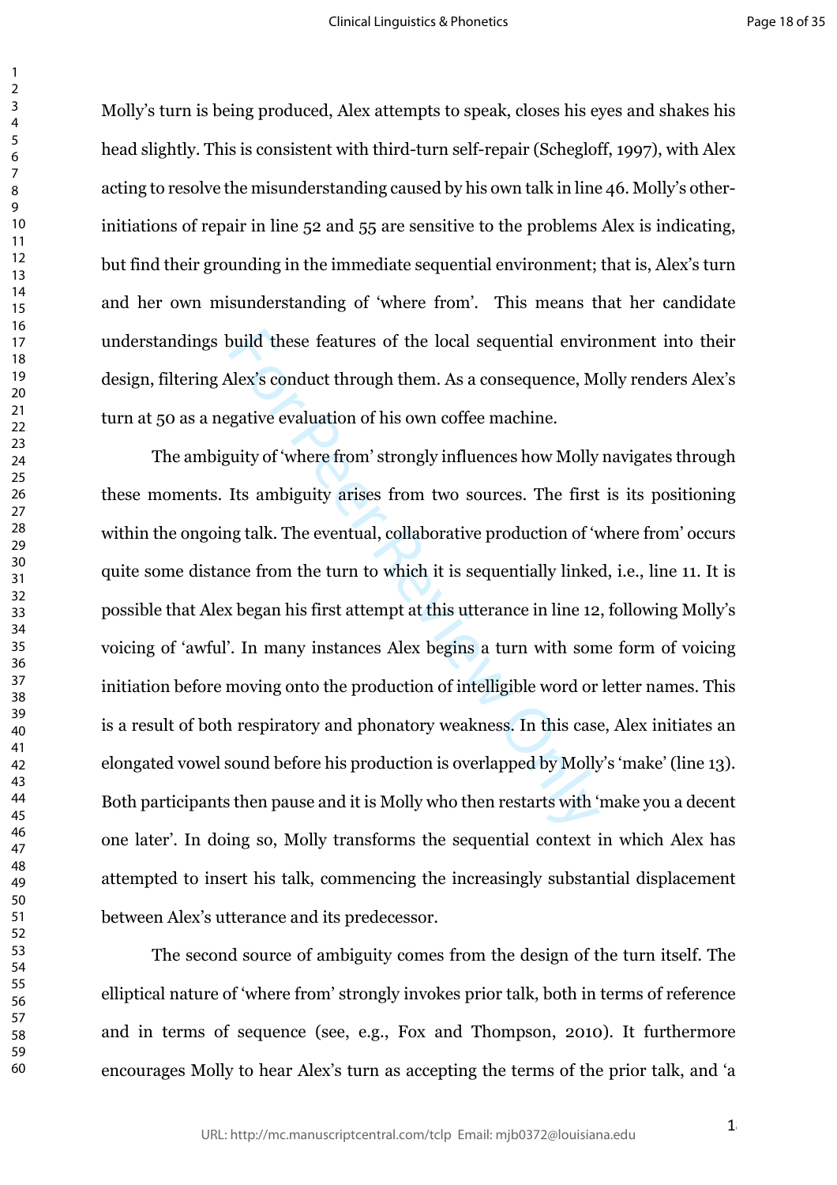Molly's turn is being produced, Alex attempts to speak, closes his eyes and shakes his head slightly. This is consistent with third-turn self-repair (Schegloff, 1997), with Alex acting to resolve the misunderstanding caused by his own talk in line 46. Molly's other-initiations of repair in line 52 and 55 are sensitive to the problems Alex is indicating, but find their grounding in the immediate sequential environment; that is, Alex's turn and her own misunderstanding of 'where from'. This means that her candidate understandings build these features of the local sequential environment into their design, filtering Alex's conduct through them. As a consequence, Molly renders Alex's turn at 50 as a negative evaluation of his own coffee machine.

The ambiguity of 'where from' strongly influences how Molly navigates through these moments. Its ambiguity arises from two sources. The first is its positioning within the ongoing talk. The eventual, collaborative production of 'where from' occurs quite some distance from the turn to which it is sequentially linked, i.e., line 11. It is possible that Alex began his first attempt at this utterance in line 12, following Molly's voicing of 'awful'. In many instances Alex begins a turn with some form of voicing initiation before moving onto the production of intelligible word or letter names. This is a result of both respiratory and phonatory weakness. In this case, Alex initiates an elongated vowel sound before his production is overlapped by Molly's 'make' (line 13). Both participants then pause and it is Molly who then restarts with 'make you a decent one later'. In doing so, Molly transforms the sequential context in which Alex has attempted to insert his talk, commencing the increasingly substantial displacement between Alex's utterance and its predecessor.

The second source of ambiguity comes from the design of the turn itself. The elliptical nature of 'where from' strongly invokes prior talk, both in terms of reference and in terms of sequence (see, e.g., Fox and Thompson, 2010). It furthermore encourages Molly to hear Alex's turn as accepting the terms of the prior talk, and 'a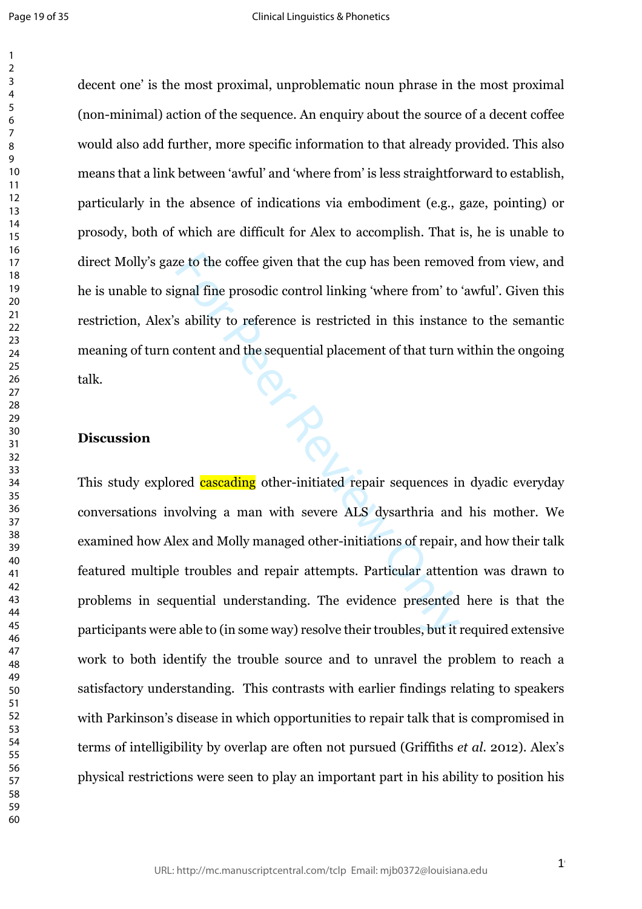decent one' is the most proximal, unproblematic noun phrase in the most proximal (non-minimal) action of the sequence. An enquiry about the source of a decent coffee would also add further, more specific information to that already provided. This also means that a link between 'awful' and 'where from' is less straightforward to establish, particularly in the absence of indications via embodiment (e.g., gaze, pointing) or prosody, both of which are difficult for Alex to accomplish. That is, he is unable to direct Molly's gaze to the coffee given that the cup has been removed from view, and he is unable to signal fine prosodic control linking 'where from' to 'awful'. Given this restriction, Alex's ability to reference is restricted in this instance to the semantic meaning of turn content and the sequential placement of that turn within the ongoing talk.

## Discussion

This study explored cascading other-initiated repair sequences in dyadic everyday conversations involving a man with severe ALS dysarthria and his mother. We examined how Alex and Molly managed other-initiations of repair, and how their talk featured multiple troubles and repair attempts. Particular attention was drawn to problems in sequential understanding. The evidence presented here is that the participants were able to (in some way) resolve their troubles, but it required extensive work to both identify the trouble source and to unravel the problem to reach a satisfactory understanding. This contrasts with earlier findings relating to speakers with Parkinson's disease in which opportunities to repair talk that is compromised in terms of intelligibility by overlap are often not pursued (Griffiths *et al.* 2012). Alex's physical restrictions were seen to play an important part in his ability to position his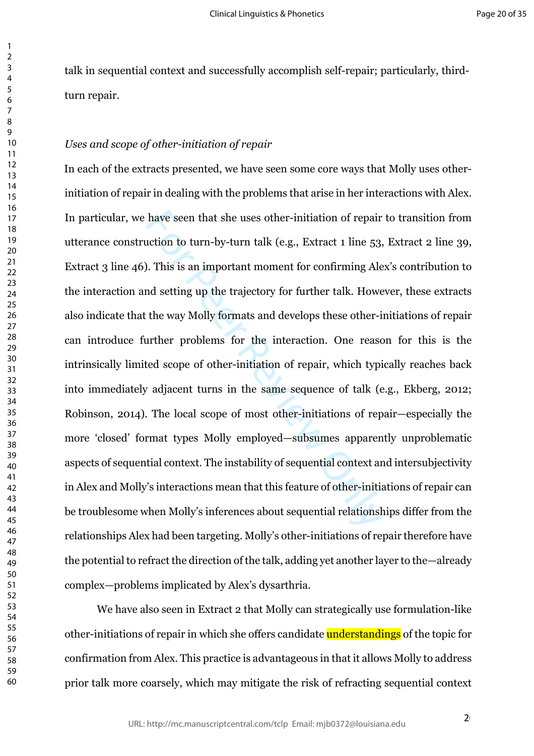talk in sequential context and successfully accomplish self-repair; particularly, third-turn repair.

*Uses and scope of other-initiation of repair*

In each of the extracts presented, we have seen some core ways that Molly uses other-initiation of repair in dealing with the problems that arise in her interactions with Alex. In particular, we have seen that she uses other-initiation of repair to transition from utterance construction to turn-by-turn talk (e.g., Extract 1 line 53, Extract 2 line 39, Extract 3 line 46). This is an important moment for confirming Alex's contribution to the interaction and setting up the trajectory for further talk. However, these extracts also indicate that the way Molly formats and develops these other-initiations of repair can introduce further problems for the interaction. One reason for this is the intrinsically limited scope of other-initiation of repair, which typically reaches back into immediately adjacent turns in the same sequence of talk (e.g., Ekberg, 2012; Robinson, 2014). The local scope of most other-initiations of repair—especially the more 'closed' format types Molly employed—subsumes apparently unproblematic aspects of sequential context. The instability of sequential context and intersubjectivity in Alex and Molly's interactions mean that this feature of other-initiations of repair can be troublesome when Molly's inferences about sequential relationships differ from the relationships Alex had been targeting. Molly's other-initiations of repair therefore have the potential to refract the direction of the talk, adding yet another layer to the—already complex—problems implicated by Alex's dysarthria.

We have also seen in Extract 2 that Molly can strategically use formulation-like other-initiations of repair in which she offers candidate understandings of the topic for confirmation from Alex. This practice is advantageous in that it allows Molly to address prior talk more coarsely, which may mitigate the risk of refracting sequential context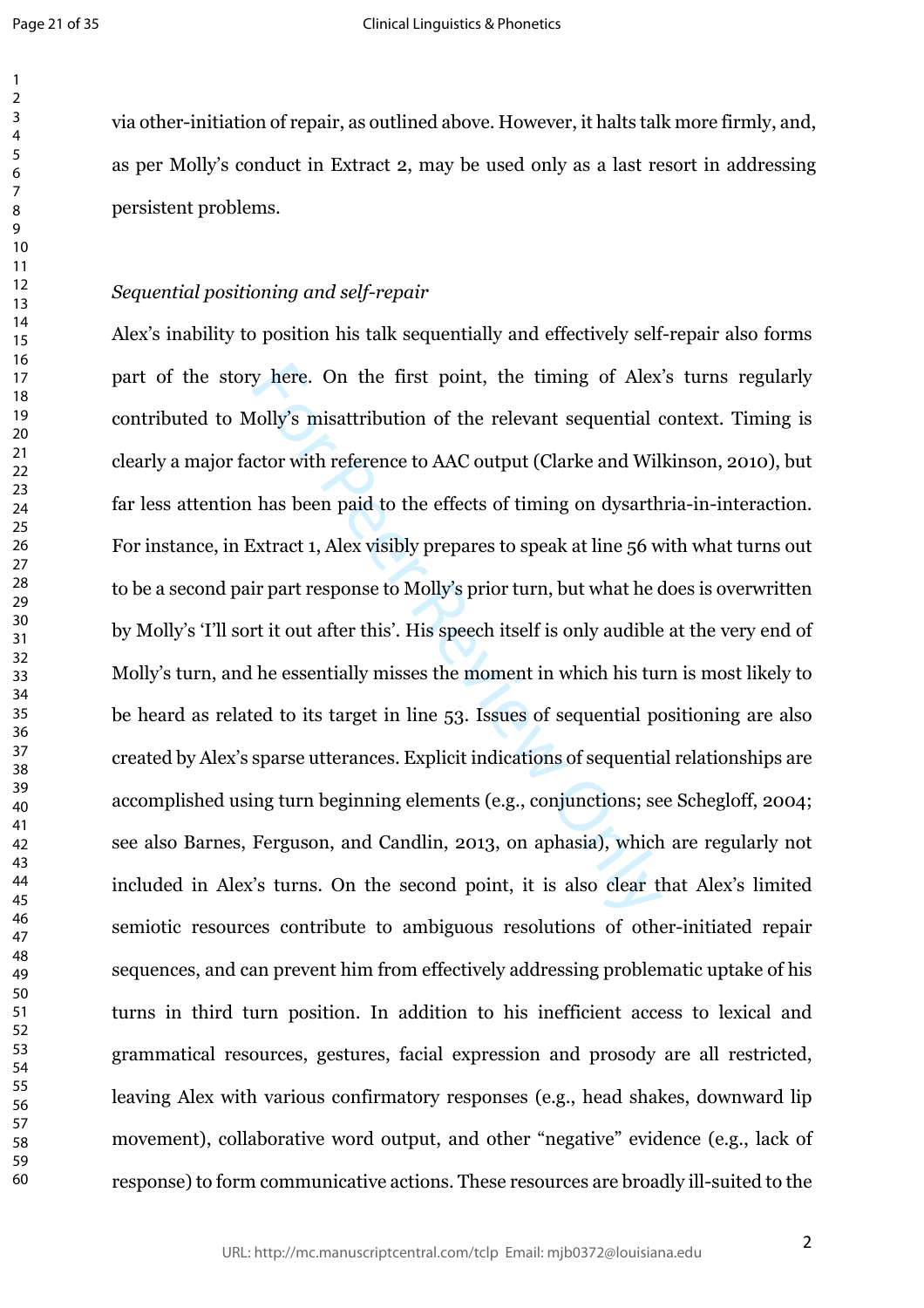via other-initiation of repair, as outlined above. However, it halts talk more firmly, and, as per Molly's conduct in Extract 2, may be used only as a last resort in addressing persistent problems.

*Sequential positioning and self-repair*

Alex's inability to position his talk sequentially and effectively self-repair also forms part of the story here. On the first point, the timing of Alex's turns regularly contributed to Molly's misattribution of the relevant sequential context. Timing is clearly a major factor with reference to AAC output (Clarke and Wilkinson, 2010), but far less attention has been paid to the effects of timing on dysarthria-in-interaction. For instance, in Extract 1, Alex visibly prepares to speak at line 56 with what turns out to be a second pair part response to Molly's prior turn, but what he does is overwritten by Molly's 'I'll sort it out after this'. His speech itself is only audible at the very end of Molly's turn, and he essentially misses the moment in which his turn is most likely to be heard as related to its target in line 53. Issues of sequential positioning are also created by Alex's sparse utterances. Explicit indications of sequential relationships are accomplished using turn beginning elements (e.g., conjunctions; see Schegloff, 2004; see also Barnes, Ferguson, and Candlin, 2013, on aphasia), which are regularly not included in Alex's turns. On the second point, it is also clear that Alex's limited semiotic resources contribute to ambiguous resolutions of other-initiated repair sequences, and can prevent him from effectively addressing problematic uptake of his turns in third turn position. In addition to his inefficient access to lexical and grammatical resources, gestures, facial expression and prosody are all restricted, leaving Alex with various confirmatory responses (e.g., head shakes, downward lip movement), collaborative word output, and other "negative" evidence (e.g., lack of response) to form communicative actions. These resources are broadly ill-suited to the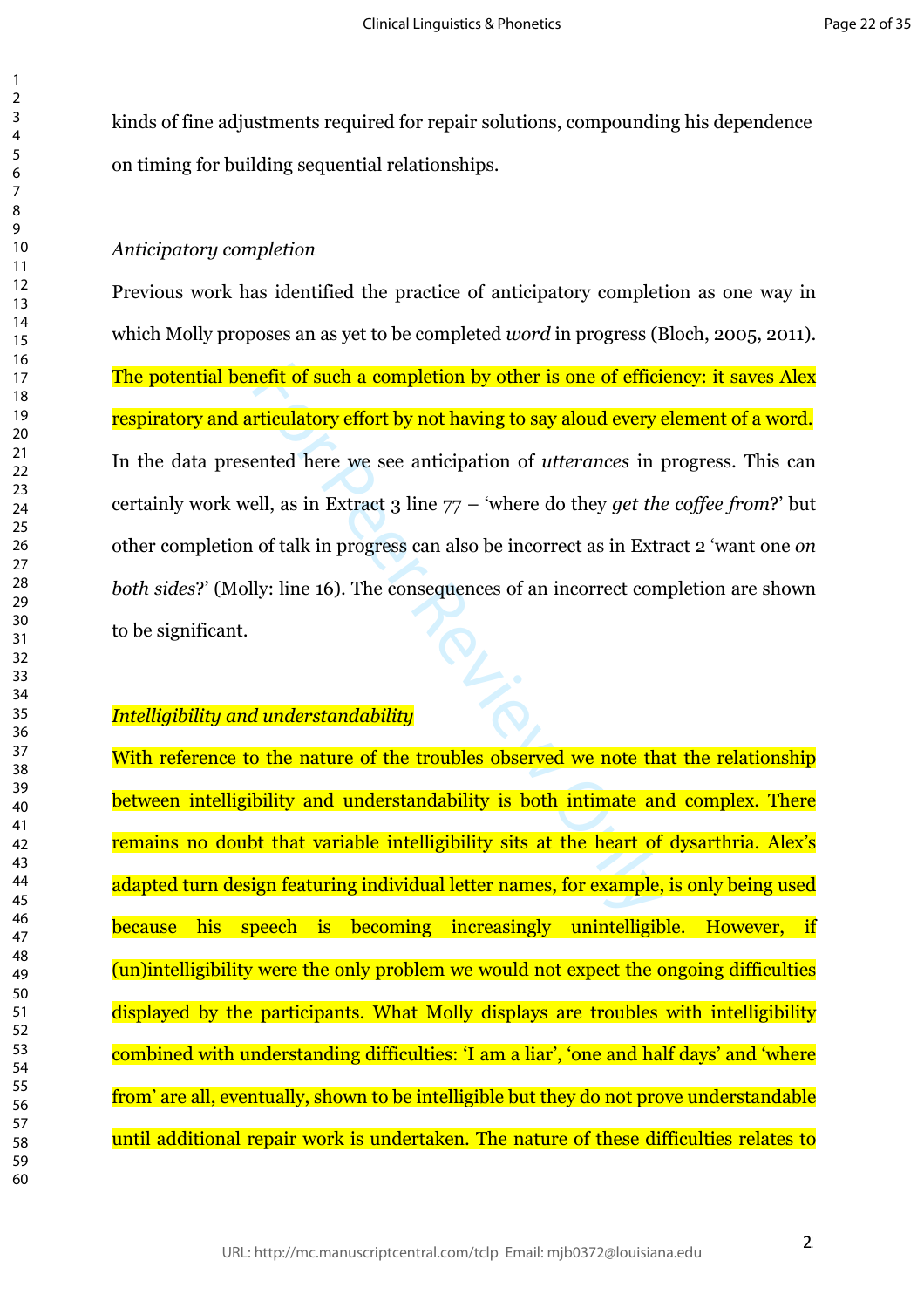kinds of fine adjustments required for repair solutions, compounding his dependence on timing for building sequential relationships.

*Anticipatory completion*

Previous work has identified the practice of anticipatory completion as one way in which Molly proposes an as yet to be completed *word* in progress (Bloch, 2005, 2011). The potential benefit of such a completion by other is one of efficiency: it saves Alex respiratory and articulatory effort by not having to say aloud every element of a word. In the data presented here we see anticipation of *utterances* in progress. This can certainly work well, as in Extract 3 line 77 – 'where do they *get the coffee from*?' but other completion of talk in progress can also be incorrect as in Extract 2 'want one *on both sides*?' (Molly: line 16). The consequences of an incorrect completion are shown to be significant.

*Intelligibility and understandability*

With reference to the nature of the troubles observed we note that the relationship between intelligibility and understandability is both intimate and complex. There remains no doubt that variable intelligibility sits at the heart of dysarthria. Alex's adapted turn design featuring individual letter names, for example, is only being used because his speech is becoming increasingly unintelligible. However, if (un)intelligibility were the only problem we would not expect the ongoing difficulties displayed by the participants. What Molly displays are troubles with intelligibility combined with understanding difficulties: 'I am a liar', 'one and half days' and 'where from' are all, eventually, shown to be intelligible but they do not prove understandable until additional repair work is undertaken. The nature of these difficulties relates to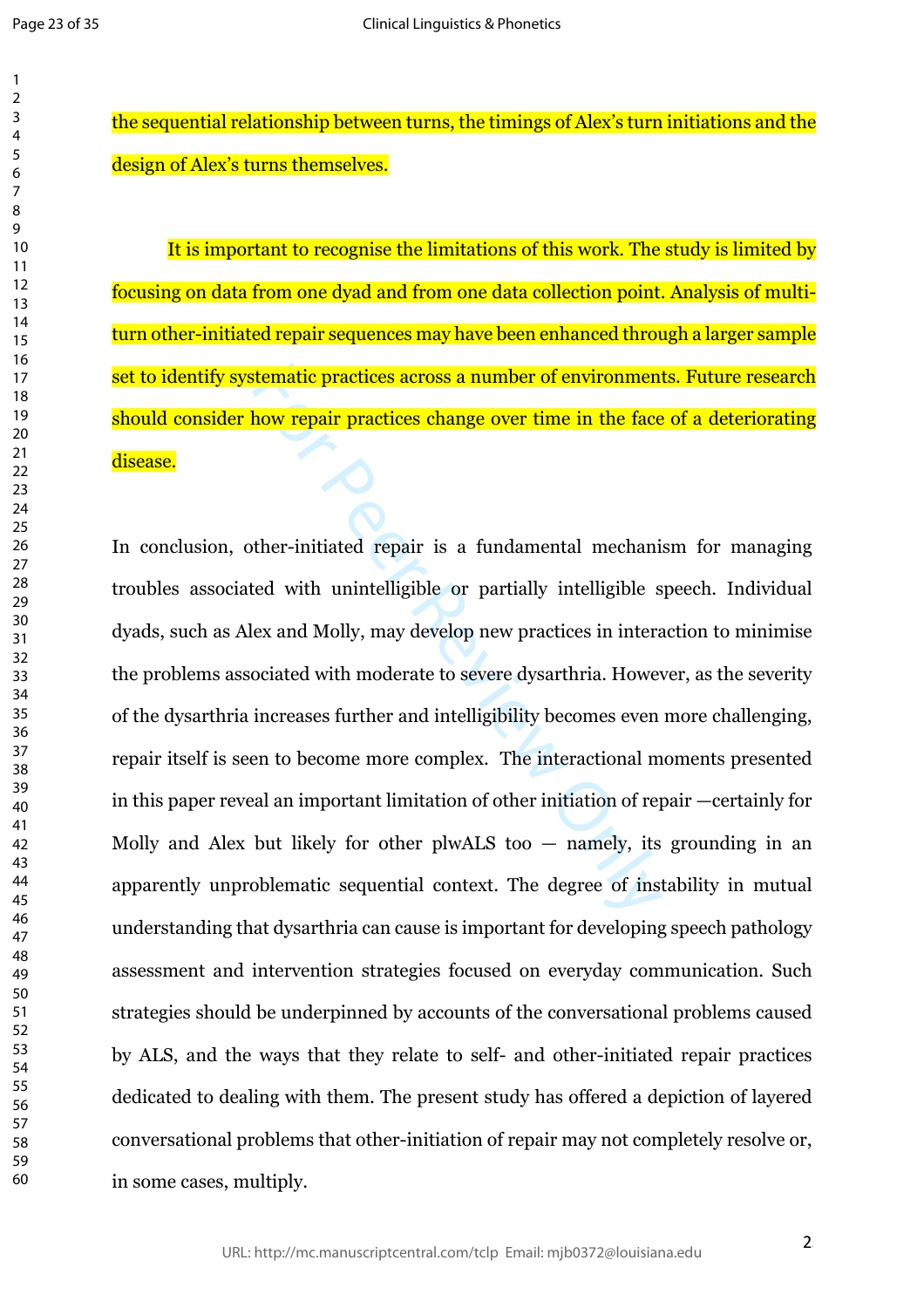the sequential relationship between turns, the timings of Alex's turn initiations and the design of Alex's turns themselves.

It is important to recognise the limitations of this work. The study is limited by focusing on data from one dyad and from one data collection point. Analysis of multi-turn other-initiated repair sequences may have been enhanced through a larger sample set to identify systematic practices across a number of environments. Future research should consider how repair practices change over time in the face of a deteriorating disease.

In conclusion, other-initiated repair is a fundamental mechanism for managing troubles associated with unintelligible or partially intelligible speech. Individual dyads, such as Alex and Molly, may develop new practices in interaction to minimise the problems associated with moderate to severe dysarthria. However, as the severity of the dysarthria increases further and intelligibility becomes even more challenging, repair itself is seen to become more complex. The interactional moments presented in this paper reveal an important limitation of other initiation of repair —certainly for Molly and Alex but likely for other plwALS too — namely, its grounding in an apparently unproblematic sequential context. The degree of instability in mutual understanding that dysarthria can cause is important for developing speech pathology assessment and intervention strategies focused on everyday communication. Such strategies should be underpinned by accounts of the conversational problems caused by ALS, and the ways that they relate to self- and other-initiated repair practices dedicated to dealing with them. The present study has offered a depiction of layered conversational problems that other-initiation of repair may not completely resolve or, in some cases, multiply.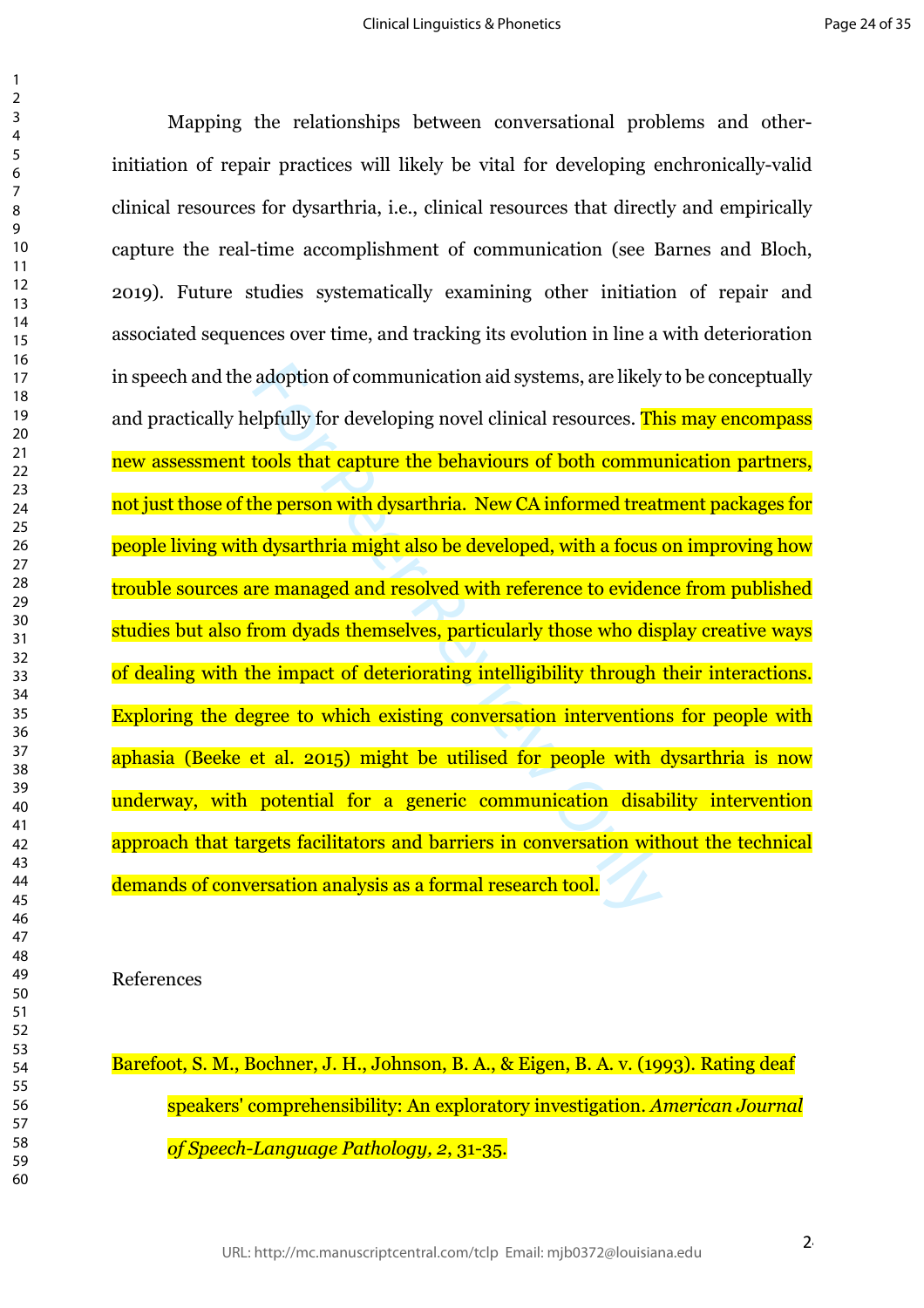Mapping the relationships between conversational problems and other-initiation of repair practices will likely be vital for developing enchronically-valid clinical resources for dysarthria, i.e., clinical resources that directly and empirically capture the real-time accomplishment of communication (see Barnes and Bloch, 2019). Future studies systematically examining other initiation of repair and associated sequences over time, and tracking its evolution in line a with deterioration in speech and the adoption of communication aid systems, are likely to be conceptually and practically helpfully for developing novel clinical resources. This may encompass new assessment tools that capture the behaviours of both communication partners, not just those of the person with dysarthria. New CA informed treatment packages for people living with dysarthria might also be developed, with a focus on improving how trouble sources are managed and resolved with reference to evidence from published studies but also from dyads themselves, particularly those who display creative ways of dealing with the impact of deteriorating intelligibility through their interactions. Exploring the degree to which existing conversation interventions for people with aphasia (Beeke et al. 2015) might be utilised for people with dysarthria is now underway, with potential for a generic communication disability intervention approach that targets facilitators and barriers in conversation without the technical demands of conversation analysis as a formal research tool.

References

Barefoot, S. M., Bochner, J. H., Johnson, B. A., & Eigen, B. A. v. (1993). Rating deaf speakers' comprehensibility: An exploratory investigation. *American Journal of Speech-Language Pathology, 2*, 31-35.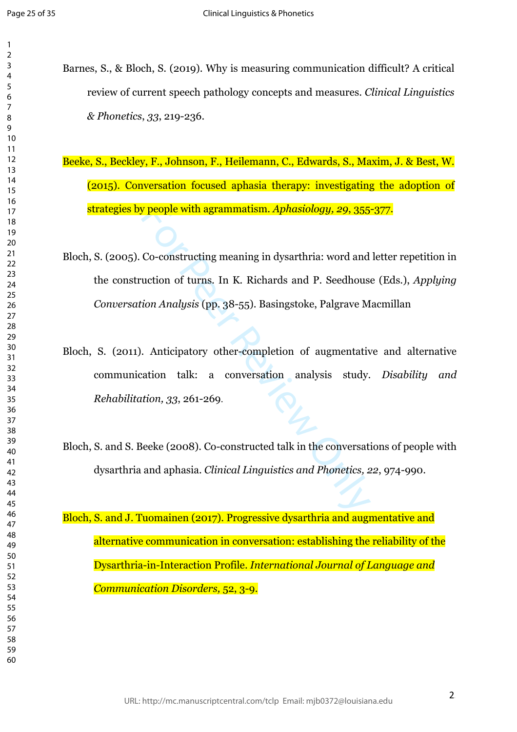Barnes, S., & Bloch, S. (2019). Why is measuring communication difficult? A critical review of current speech pathology concepts and measures. *Clinical Linguistics & Phonetics*, *33*, 219-236.

Beeke, S., Beckley, F., Johnson, F., Heilemann, C., Edwards, S., Maxim, J. & Best, W. (2015). Conversation focused aphasia therapy: investigating the adoption of strategies by people with agrammatism. *Aphasiology, 29*, 355-377.

Bloch, S. (2005). Co-constructing meaning in dysarthria: word and letter repetition in the construction of turns. In K. Richards and P. Seedhouse (Eds.), *Applying Conversation Analysis* (pp. 38-55). Basingstoke, Palgrave Macmillan

Bloch, S. (2011). Anticipatory other-completion of augmentative and alternative communication talk: a conversation analysis study. *Disability and Rehabilitation, 33*, 261-269.

Bloch, S. and S. Beeke (2008). Co-constructed talk in the conversations of people with dysarthria and aphasia. *Clinical Linguistics and Phonetics, 22*, 974-990.

Bloch, S. and J. Tuomainen (2017). Progressive dysarthria and augmentative and alternative communication in conversation: establishing the reliability of the Dysarthria-in-Interaction Profile. *International Journal of Language and Communication Disorders,* 52, 3-9.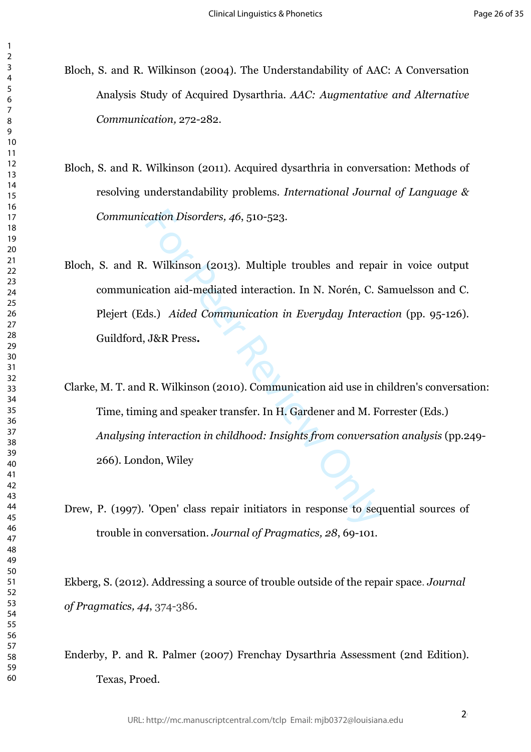Bloch, S. and R. Wilkinson (2004). The Understandability of AAC: A Conversation Analysis Study of Acquired Dysarthria. *AAC: Augmentative and Alternative Communication,* 272-282.

Bloch, S. and R. Wilkinson (2011). Acquired dysarthria in conversation: Methods of resolving understandability problems. *International Journal of Language & Communication Disorders, 46*, 510-523.

Bloch, S. and R. Wilkinson (2013). Multiple troubles and repair in voice output communication aid-mediated interaction. In N. Norén, C. Samuelsson and C. Plejert (Eds.) *Aided Communication in Everyday Interaction* (pp. 95-126). Guildford, J&R Press**.**

Clarke, M. T. and R. Wilkinson (2010). Communication aid use in children's conversation: Time, timing and speaker transfer. In H. Gardener and M. Forrester (Eds.) *Analysing interaction in childhood: Insights from conversation analysis* (pp.249-266). London, Wiley

Drew, P. (1997). 'Open' class repair initiators in response to sequential sources of trouble in conversation. *Journal of Pragmatics, 28*, 69-101.

Ekberg, S. (2012). Addressing a source of trouble outside of the repair space. *Journal of Pragmatics, 44*, 374-386.

Enderby, P. and R. Palmer (2007) Frenchay Dysarthria Assessment (2nd Edition). Texas, Proed.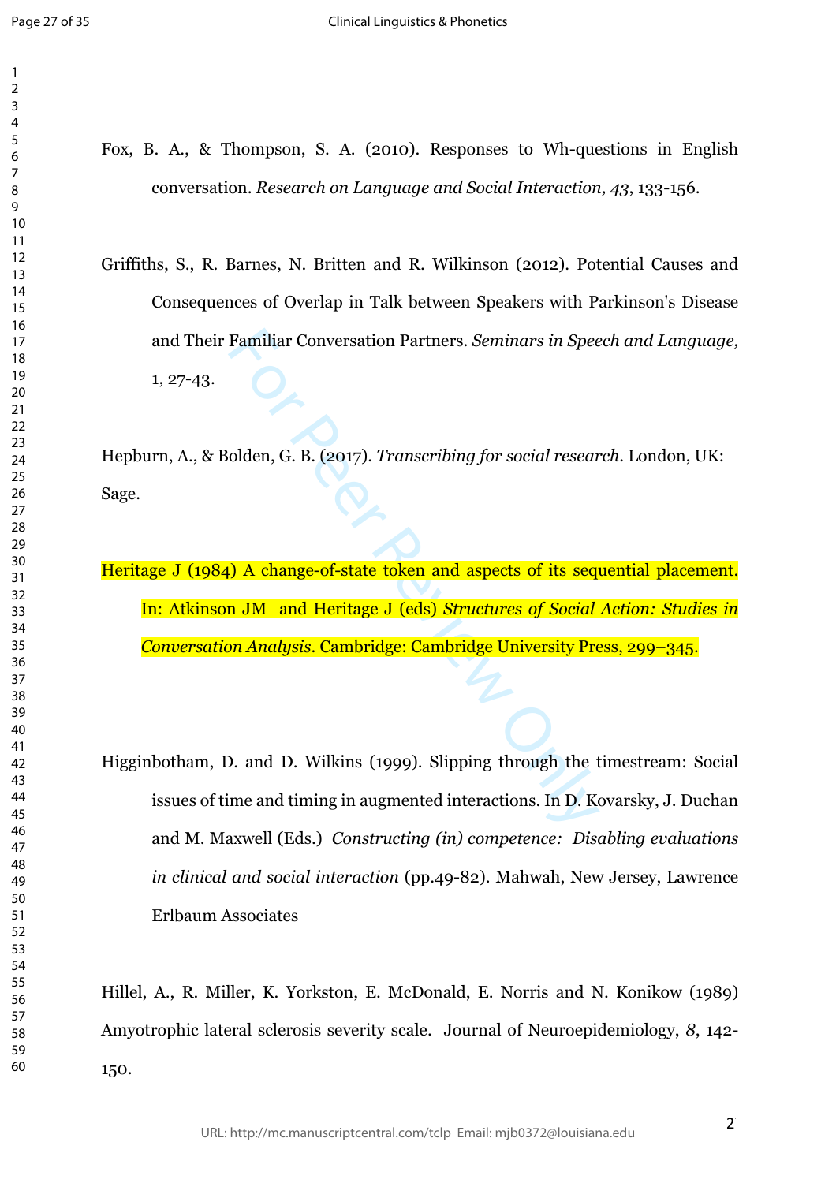Fox, B. A., & Thompson, S. A. (2010). Responses to Wh-questions in English conversation. *Research on Language and Social Interaction, 43*, 133-156.

Griffiths, S., R. Barnes, N. Britten and R. Wilkinson (2012). Potential Causes and Consequences of Overlap in Talk between Speakers with Parkinson's Disease and Their Familiar Conversation Partners. *Seminars in Speech and Language,* 1, 27-43.

Hepburn, A., & Bolden, G. B. (2017). *Transcribing for social research*. London, UK: Sage.

Heritage J (1984) A change-of-state token and aspects of its sequential placement. In: Atkinson JM and Heritage J (eds) *Structures of Social Action: Studies in Conversation Analysis*. Cambridge: Cambridge University Press, 299–345.

Higginbotham, D. and D. Wilkins (1999). Slipping through the timestream: Social issues of time and timing in augmented interactions. In D. Kovarsky, J. Duchan and M. Maxwell (Eds.) *Constructing (in) competence: Disabling evaluations in clinical and social interaction* (pp.49-82). Mahwah, New Jersey, Lawrence Erlbaum Associates

Hillel, A., R. Miller, K. Yorkston, E. McDonald, E. Norris and N. Konikow (1989) Amyotrophic lateral sclerosis severity scale. Journal of Neuroepidemiology, *8*, 142-150.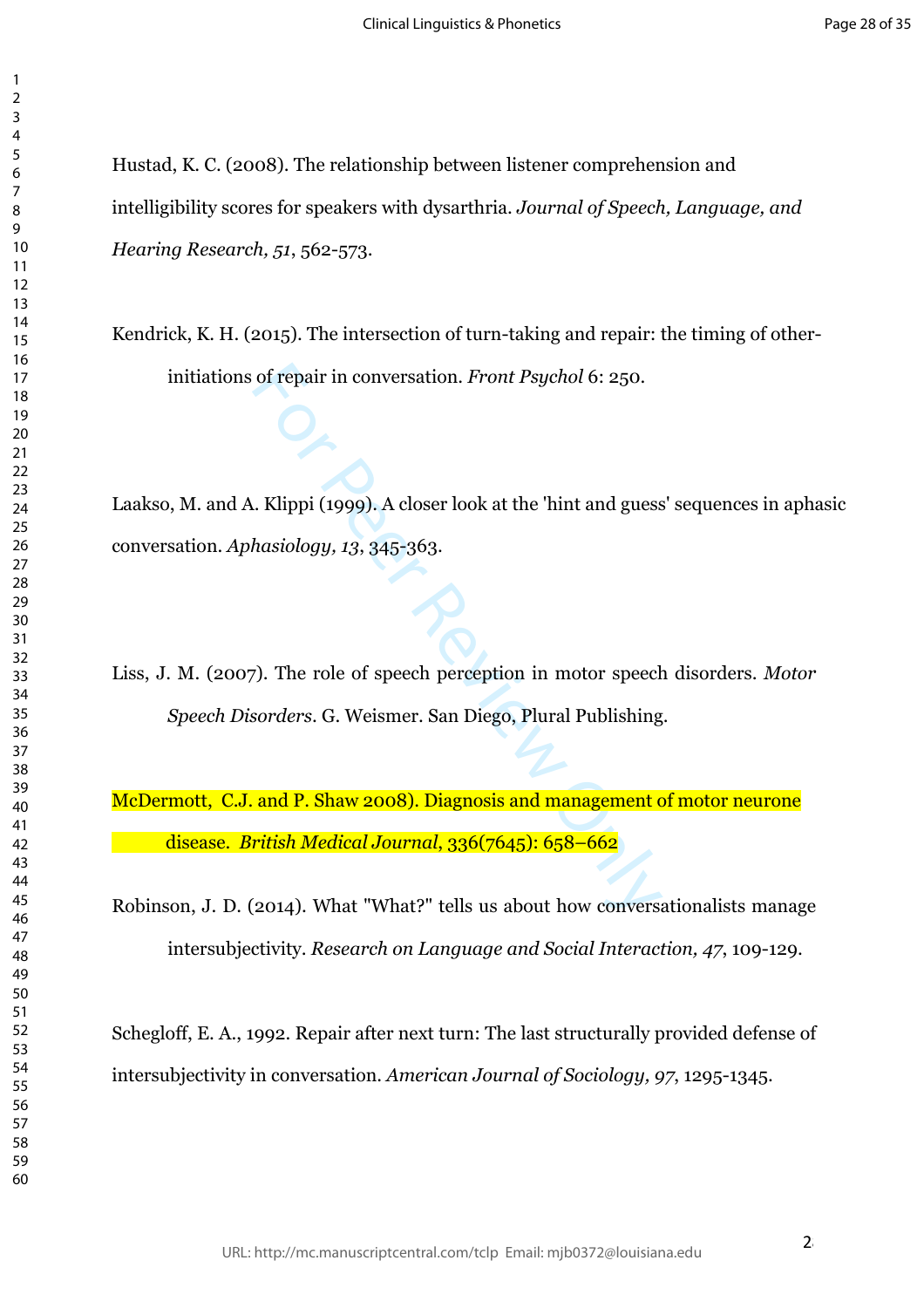Hustad, K. C. (2008). The relationship between listener comprehension and intelligibility scores for speakers with dysarthria. *Journal of Speech, Language, and Hearing Research, 51*, 562-573.

Kendrick, K. H. (2015). The intersection of turn-taking and repair: the timing of other-initiations of repair in conversation. *Front Psychol* 6: 250.

Laakso, M. and A. Klippi (1999). A closer look at the 'hint and guess' sequences in aphasic conversation. *Aphasiology, 13*, 345-363.

Liss, J. M. (2007). The role of speech perception in motor speech disorders. *Motor Speech Disorders*. G. Weismer. San Diego, Plural Publishing.

McDermott, C.J. and P. Shaw 2008). Diagnosis and management of motor neurone disease. *British Medical Journal*, 336(7645): 658–662

Robinson, J. D. (2014). What "What?" tells us about how conversationalists manage intersubjectivity. *Research on Language and Social Interaction, 47*, 109-129.

Schegloff, E. A., 1992. Repair after next turn: The last structurally provided defense of intersubjectivity in conversation. *American Journal of Sociology, 97*, 1295-1345.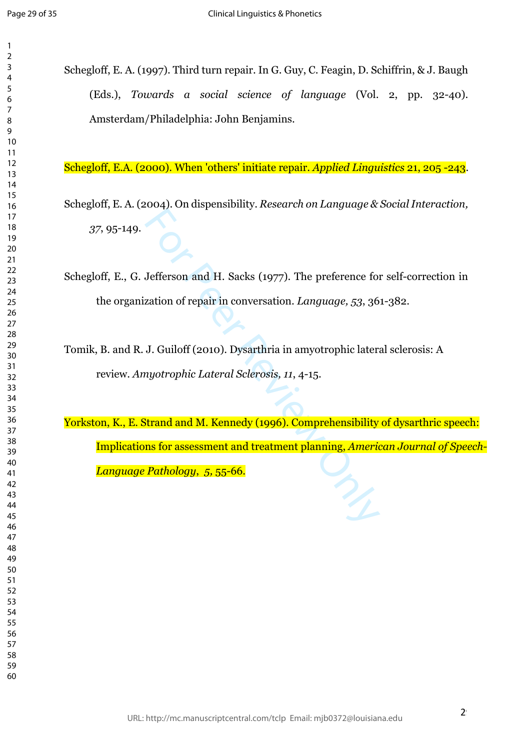Schegloff, E. A. (1997). Third turn repair. In G. Guy, C. Feagin, D. Schiffrin, & J. Baugh (Eds.), *Towards a social science of language* (Vol. 2, pp. 32-40). Amsterdam/Philadelphia: John Benjamins.

Schegloff, E.A. (2000). When 'others' initiate repair. *Applied Linguistics* 21, 205 -243.

Schegloff, E. A. (2004). On dispensibility. *Research on Language & Social Interaction, 37*, 95-149.

Schegloff, E., G. Jefferson and H. Sacks (1977). The preference for self-correction in the organization of repair in conversation. *Language, 53*, 361-382.

Tomik, B. and R. J. Guiloff (2010). Dysarthria in amyotrophic lateral sclerosis: A review. *Amyotrophic Lateral Sclerosis, 11*, 4-15.

Yorkston, K., E. Strand and M. Kennedy (1996). Comprehensibility of dysarthric speech: Implications for assessment and treatment planning, *American Journal of Speech-Language Pathology, 5,* 55-66.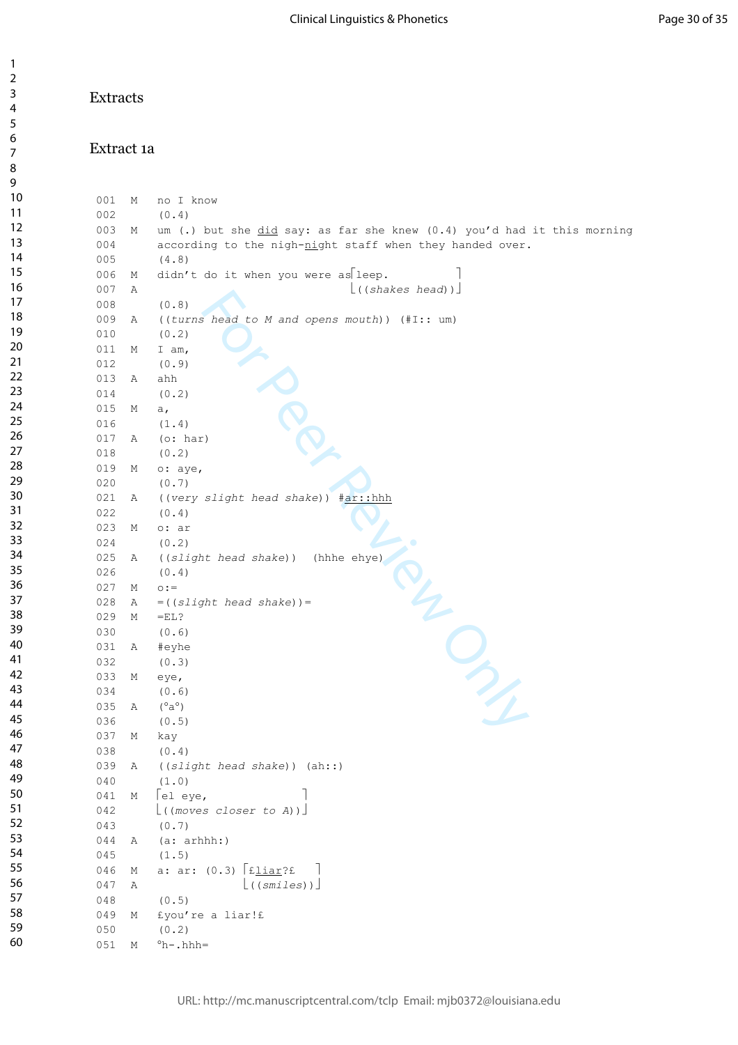## Extracts

## Extract 1a

```
001  M   no I know
002      (0.4)
003  M   um (.) but she did say: as far she knew (0.4) you'd had it this morning
004      according to the nigh-night staff when they handed over.
005      (4.8)
006  M   didn't do it when you were as⌈leep.          ⌉
007  A                                ⌊((shakes head))⌋
008      (0.8)
009  A   ((turns head to M and opens mouth)) (#I:: um)
010      (0.2)
011  M   I am,
012      (0.9)
013  A   ahh
014      (0.2)
015  M   a,
016      (1.4)
017  A   (o: har)
018      (0.2)
019  M   o: aye,
020      (0.7)
021  A   ((very slight head shake)) #ar::hhh
022      (0.4)
023  M   o: ar
024      (0.2)
025  A   ((slight head shake))  (hhhe ehye)
026      (0.4)
027  M   o:=
028  A   =((slight head shake))=
029  M   =EL?
030      (0.6)
031  A   #eyhe
032      (0.3)
033  M   eye,
034      (0.6)
035  A   (°a°)
036      (0.5)
037  M   kay
038      (0.4)
039  A   ((slight head shake)) (ah::)
040      (1.0)
041  M   ⌈el eye,              ⌉
042      ⌊((moves closer to A))⌋
043      (0.7)
044  A   (a: arhhh:)
045      (1.5)
046  M   a: ar: (0.3) ⌈£liar?£   ⌉
047  A                ⌊((smiles))⌋
048      (0.5)
049  M   £you're a liar!£
050      (0.2)
051  M   °h-.hhh=
```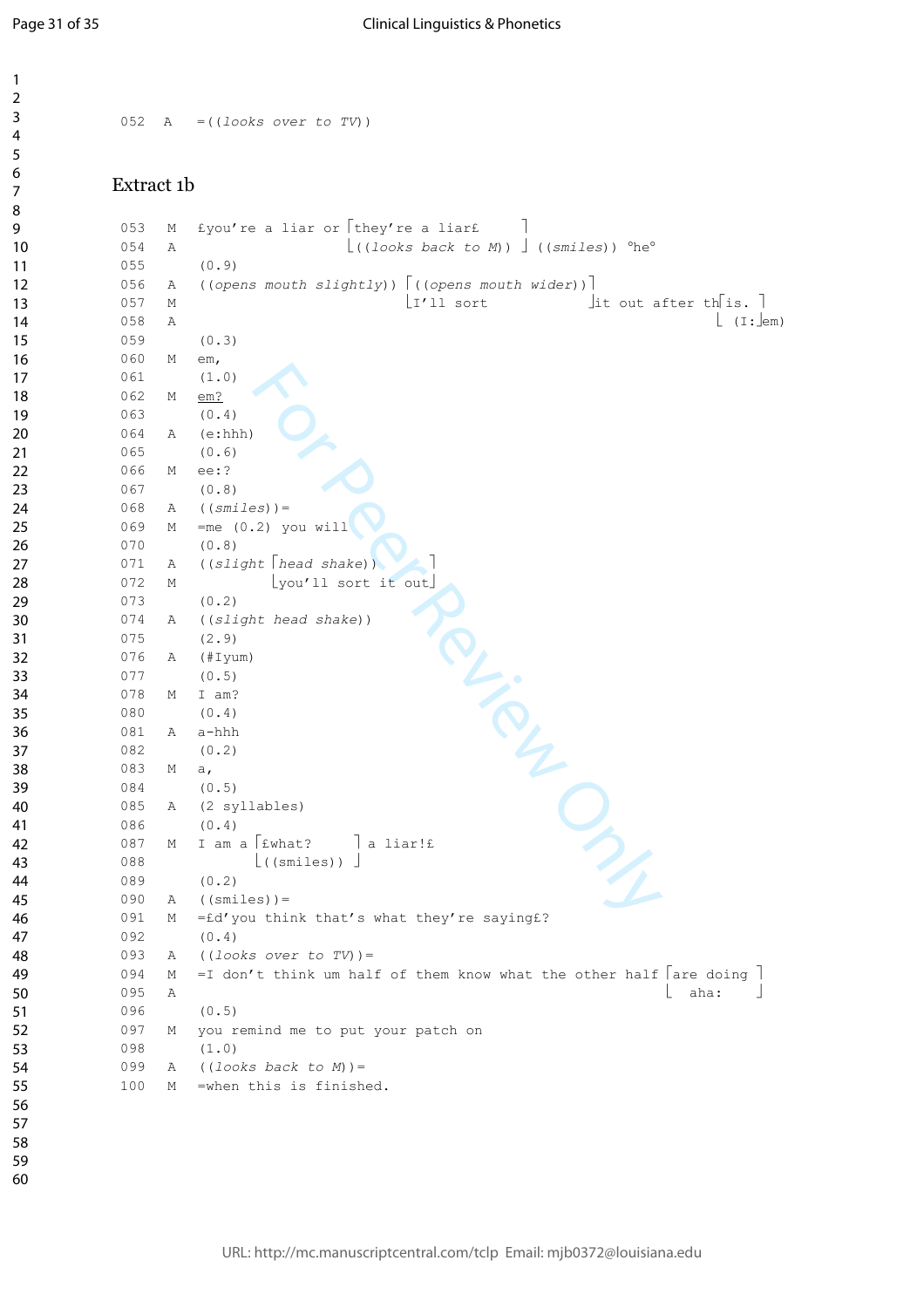```
052   A   =((looks over to TV))
```

## Extract 1b

```
053   M   £you're a liar or ⌈they're a liar£      ⌉
054   A                     ⌊((looks back to M)) ⌋ ((smiles)) °he°
055       (0.9)
056   A   ((opens mouth slightly)) ⌈((opens mouth wider))⌉
057   M                            ⌊I'll sort           ⌋it out after th⌈is. ⌉
058   A                                                                 ⌊ (I:⌋em)
059       (0.3)
060   M   em,
061       (1.0)
062   M   em?
063       (0.4)
064   A   (e:hhh)
065       (0.6)
066   M   ee:?
067       (0.8)
068   A   ((smiles))=
069   M   =me (0.2) you will
070       (0.8)
071   A   ((slight ⌈head shake))    ⌉
072   M            ⌊you'll sort it out⌋
073       (0.2)
074   A   ((slight head shake))
075       (2.9)
076   A   (#Iyum)
077       (0.5)
078   M   I am?
080       (0.4)
081   A   a-hhh
082       (0.2)
083   M   a,
084       (0.5)
085   A   (2 syllables)
086       (0.4)
087   M   I am a ⌈£what?     ⌉ a liar!£
088            ⌊((smiles)) ⌋
089       (0.2)
090   A   ((smiles))=
091   M   =£d'you think that's what they're saying£?
092       (0.4)
093   A   ((looks over to TV))=
094   M   =I don't think um half of them know what the other half ⌈are doing ⌉
095   A                                                           ⌊  aha:    ⌋
096       (0.5)
097   M   you remind me to put your patch on
098       (1.0)
099   A   ((looks back to M))=
100   M   =when this is finished.
```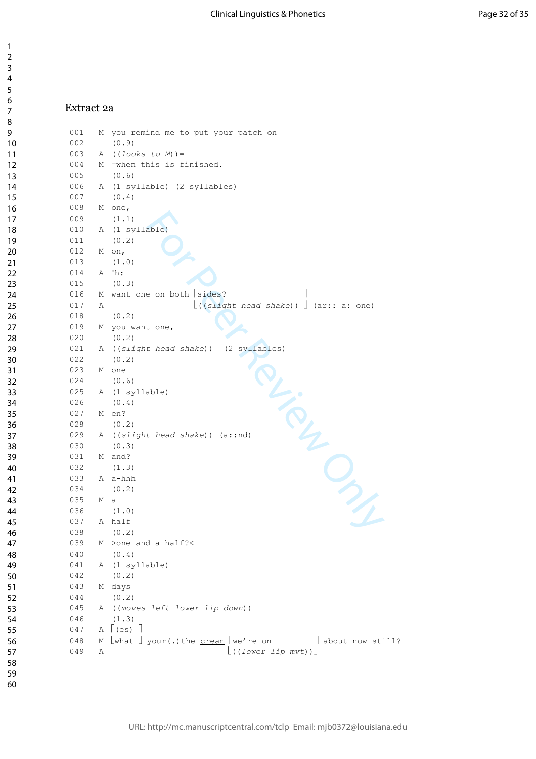## Extract 2a

```
001   M  you remind me to put your patch on
002      (0.9)
003   A  ((looks to M))=
004   M  =when this is finished.
005      (0.6)
006   A  (1 syllable) (2 syllables)
007      (0.4)
008   M  one,
009      (1.1)
010   A  (1 syllable)
011      (0.2)
012   M  on,
013      (1.0)
014   A  °h:
015      (0.3)
016   M  want one on both ⌈sides?              ⌉
017   A                  ⌊((slight head shake)) ⌋ (ar:: a: one)
018      (0.2)
019   M  you want one,
020      (0.2)
021   A  ((slight head shake))  (2 syllables)
022      (0.2)
023   M  one
024      (0.6)
025   A  (1 syllable)
026      (0.4)
027   M  en?
028      (0.2)
029   A  ((slight head shake)) (a::nd)
030      (0.3)
031   M  and?
032      (1.3)
033   A  a-hhh
034      (0.2)
035   M  a
036      (1.0)
037   A  half
038      (0.2)
039   M  >one and a half?<
040      (0.4)
041   A  (1 syllable)
042      (0.2)
043   M  days
044      (0.2)
045   A  ((moves left lower lip down))
046      (1.3)
047   A  ⌈(es) ⌉
048   M  ⌊what ⌋ your(.)the cream ⌈we're on        ⌉ about now still?
049   A                           ⌊((lower lip mvt))⌋
```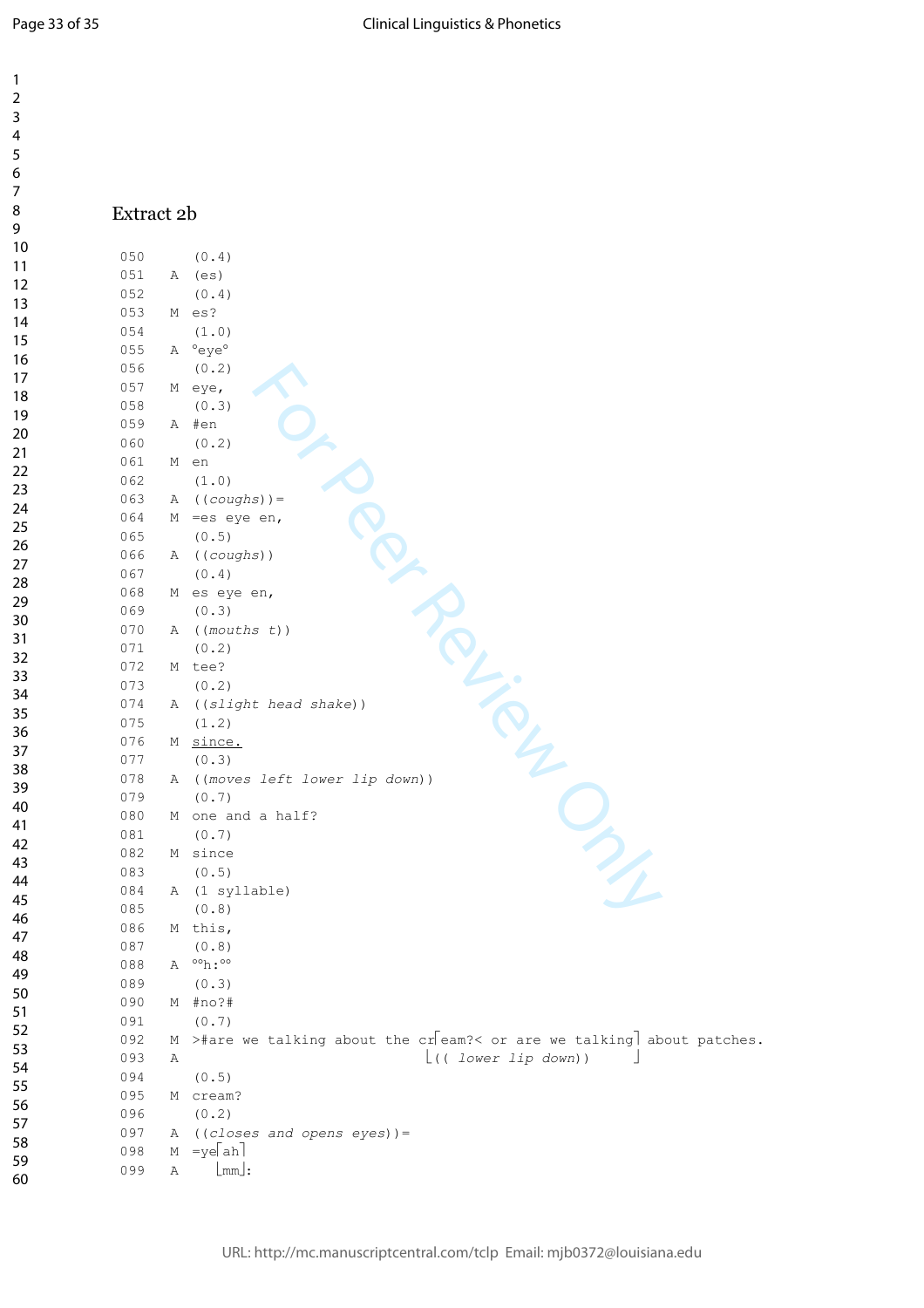## Extract 2b

```
050        (0.4)
051    A   (es)
052        (0.4)
053    M   es?
054        (1.0)
055    A   °eye°
056        (0.2)
057    M   eye,
058        (0.3)
059    A   #en
060        (0.2)
061    M   en
062        (1.0)
063    A   ((coughs))=
064    M   =es eye en,
065        (0.5)
066    A   ((coughs))
067        (0.4)
068    M   es eye en,
069        (0.3)
070    A   ((mouths t))
071        (0.2)
072    M   tee?
073        (0.2)
074    A   ((slight head shake))
075        (1.2)
076    M   since.
077        (0.3)
078    A   ((moves left lower lip down))
079        (0.7)
080    M   one and a half?
081        (0.7)
082    M   since
083        (0.5)
084    A   (1 syllable)
085        (0.8)
086    M   this,
087        (0.8)
088    A   °°h:°°
089        (0.3)
090    M   #no?#
091        (0.7)
092    M   >#are we talking about the cr⌈eam?< or are we talking⌉ about patches.
093    A                                 ⌊(( lower lip down))     ⌋
094        (0.5)
095    M   cream?
096        (0.2)
097    A   ((closes and opens eyes))=
098    M   =ye⌈ah⌉
099    A      ⌊mm⌋:
```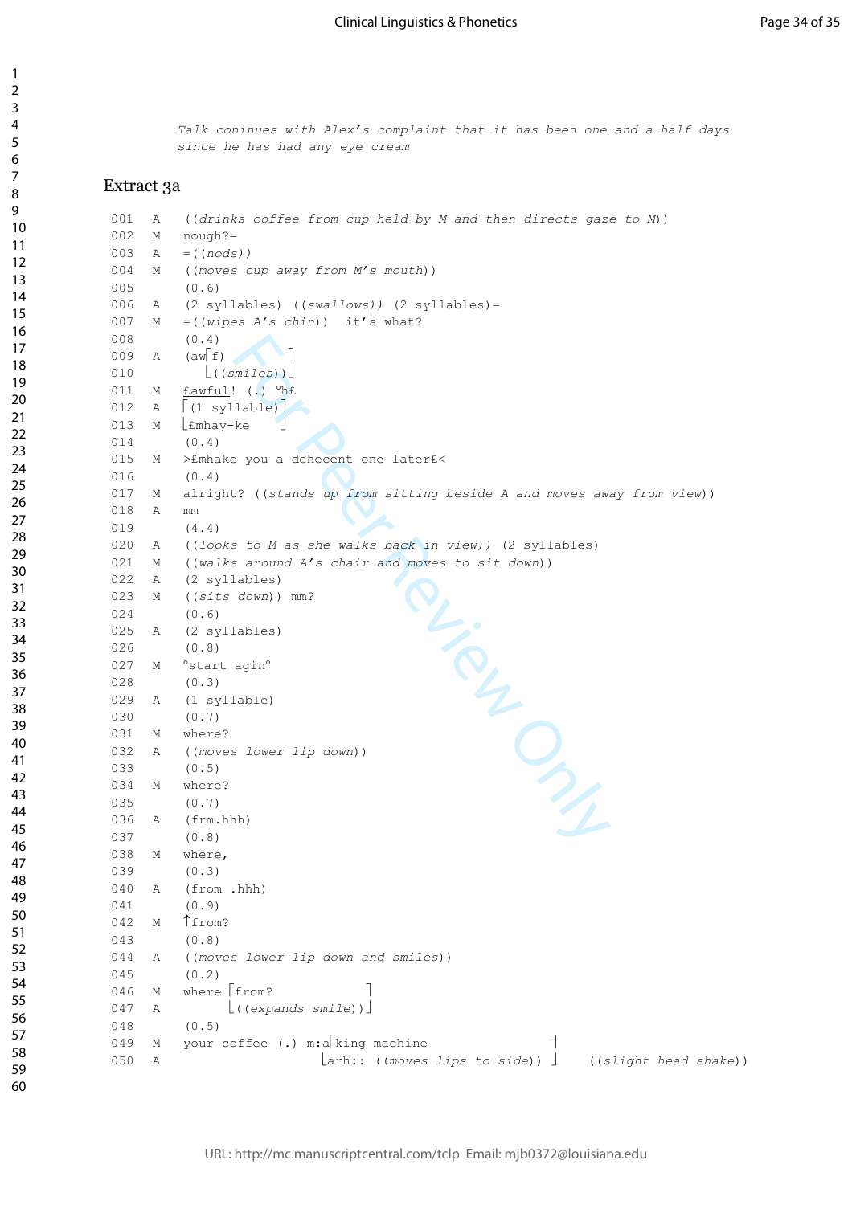*Talk coninues with Alex's complaint that it has been one and a half days since he has had any eye cream*

## Extract 3a

```
001  A   ((drinks coffee from cup held by M and then directs gaze to M))
002  M   nough?=
003  A   =((nods))
004  M   ((moves cup away from M's mouth))
005      (0.6)
006  A   (2 syllables) ((swallows)) (2 syllables)=
007  M   =((wipes A's chin))  it's what?
008      (0.4)
009  A   (aw⌈f)         ⌉
010         ⌊((smiles))⌋
011  M   £awful! (.) °h£
012  A   ⌈(1 syllable)⌉
013  M   ⌊£mhay-ke    ⌋
014      (0.4)
015  M   >£mhake you a dehecent one later£<
016      (0.4)
017  M   alright? ((stands up from sitting beside A and moves away from view))
018  A   mm
019      (4.4)
020  A   ((looks to M as she walks back in view)) (2 syllables)
021  M   ((walks around A's chair and moves to sit down))
022  A   (2 syllables)
023  M   ((sits down)) mm?
024      (0.6)
025  A   (2 syllables)
026      (0.8)
027  M   °start agin°
028      (0.3)
029  A   (1 syllable)
030      (0.7)
031  M   where?
032  A   ((moves lower lip down))
033      (0.5)
034  M   where?
035      (0.7)
036  A   (frm.hhh)
037      (0.8)
038  M   where,
039      (0.3)
040  A   (from .hhh)
041      (0.9)
042  M   ↑from?
043      (0.8)
044  A   ((moves lower lip down and smiles))
045      (0.2)
046  M   where ⌈from?            ⌉
047  A         ⌊((expands smile))⌋
048      (0.5)
049  M   your coffee (.) m:a⌈king machine                  ⌉
050  A                      ⌊arh:: ((moves lips to side)) ⌋    ((slight head shake))
```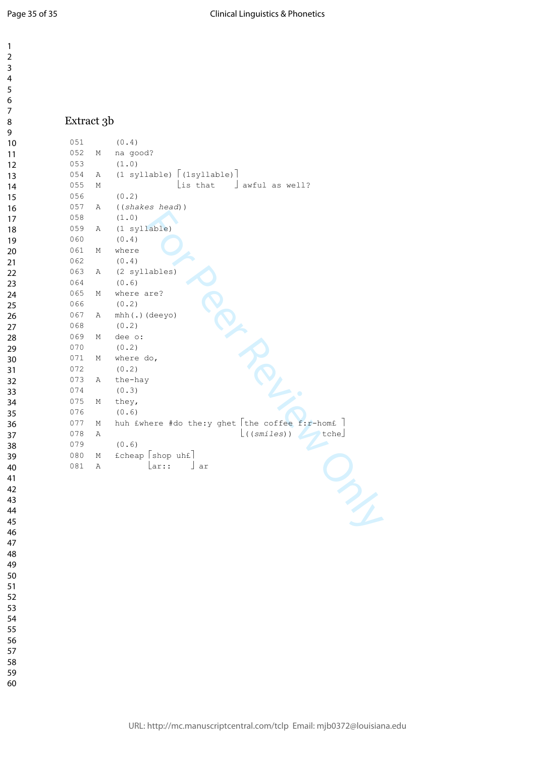## Extract 3b

```
051        (0.4)
052   M    na good?
053        (1.0)
054   A    (1 syllable) ⌈(1syllable)⌉
055   M                 ⌊is that    ⌋ awful as well?
056        (0.2)
057   A    ((shakes head))
058        (1.0)
059   A    (1 syllable)
060        (0.4)
061   M    where
062        (0.4)
063   A    (2 syllables)
064        (0.6)
065   M    where are?
066        (0.2)
067   A    mhh(.)(deeyo)
068        (0.2)
069   M    dee o:
070        (0.2)
071   M    where do,
072        (0.2)
073   A    the-hay
074        (0.3)
075   M    they,
076        (0.6)
077   M    huh £where #do the:y ghet ⌈the coffee f:r-hom£ ⌉
078   A                              ⌊((smiles))       tche⌋
079        (0.6)
080   M    £cheap ⌈shop uh£⌉
081   A           ⌊ar::    ⌋ ar
```